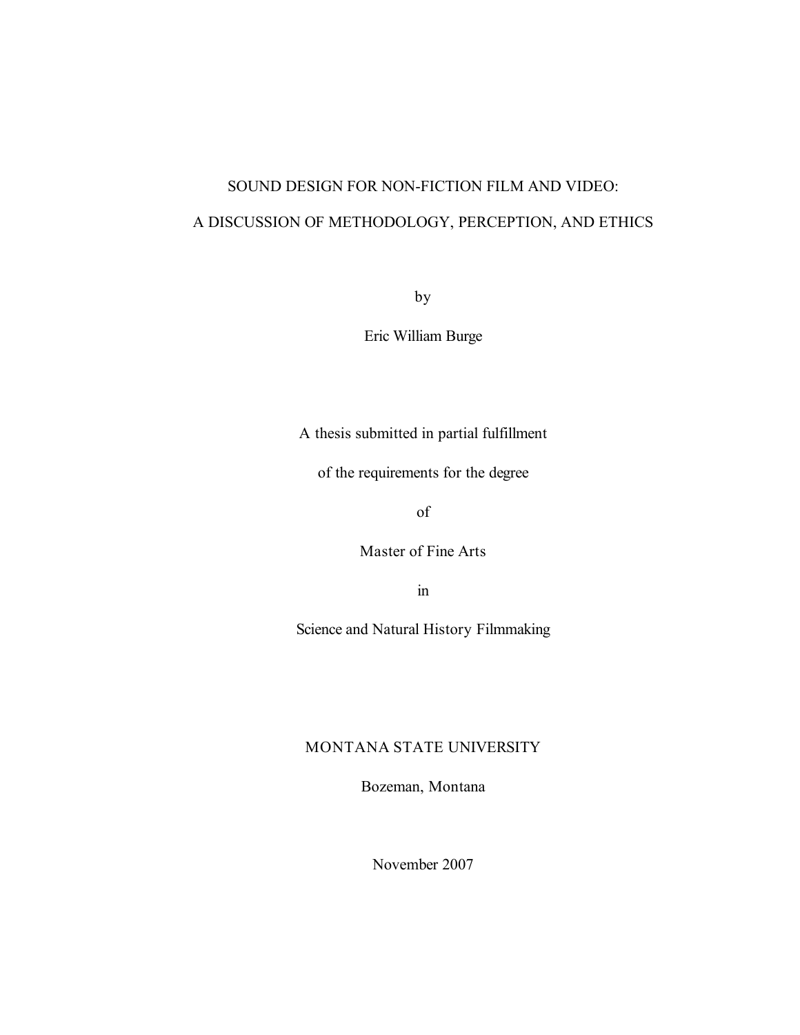# SOUND DESIGN FOR NON-FICTION FILM AND VIDEO:

# A DISCUSSION OF METHODOLOGY, PERCEPTION, AND ETHICS

by

Eric William Burge

A thesis submitted in partial fulfillment

of the requirements for the degree

of

Master of Fine Arts

in

Science and Natural History Filmmaking

MONTANA STATE UNIVERSITY

Bozeman, Montana

November 2007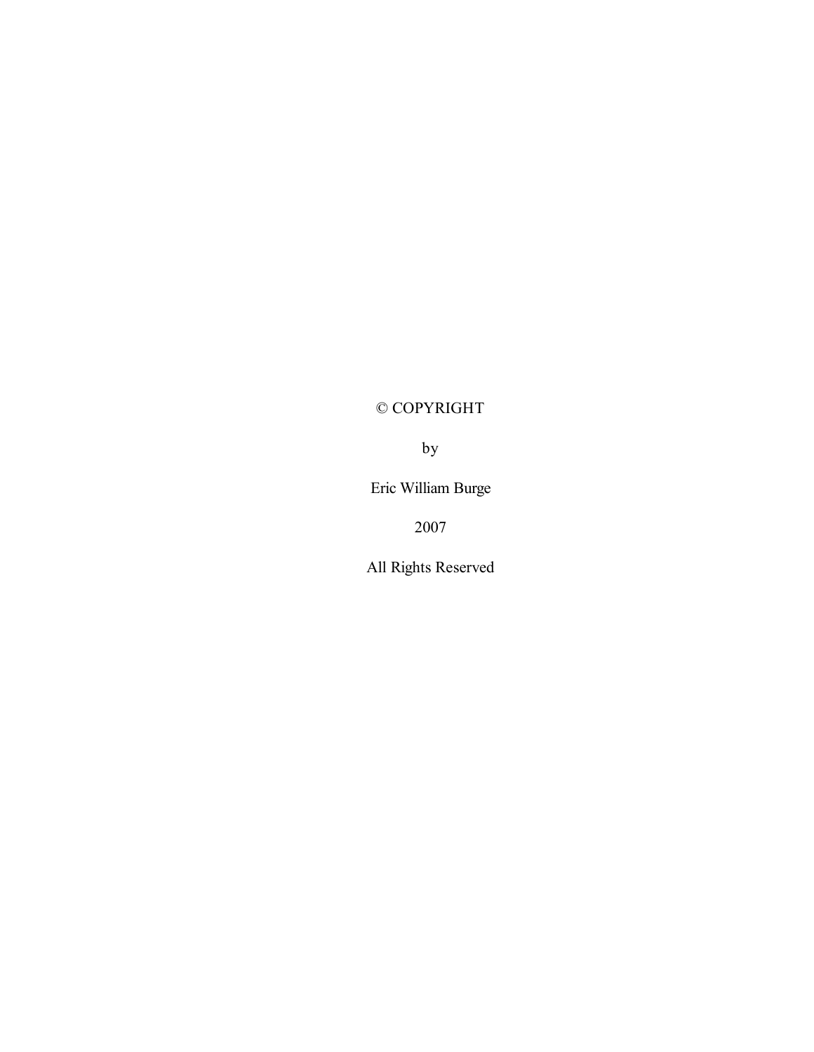© COPYRIGHT

by

Eric William Burge

2007

All Rights Reserved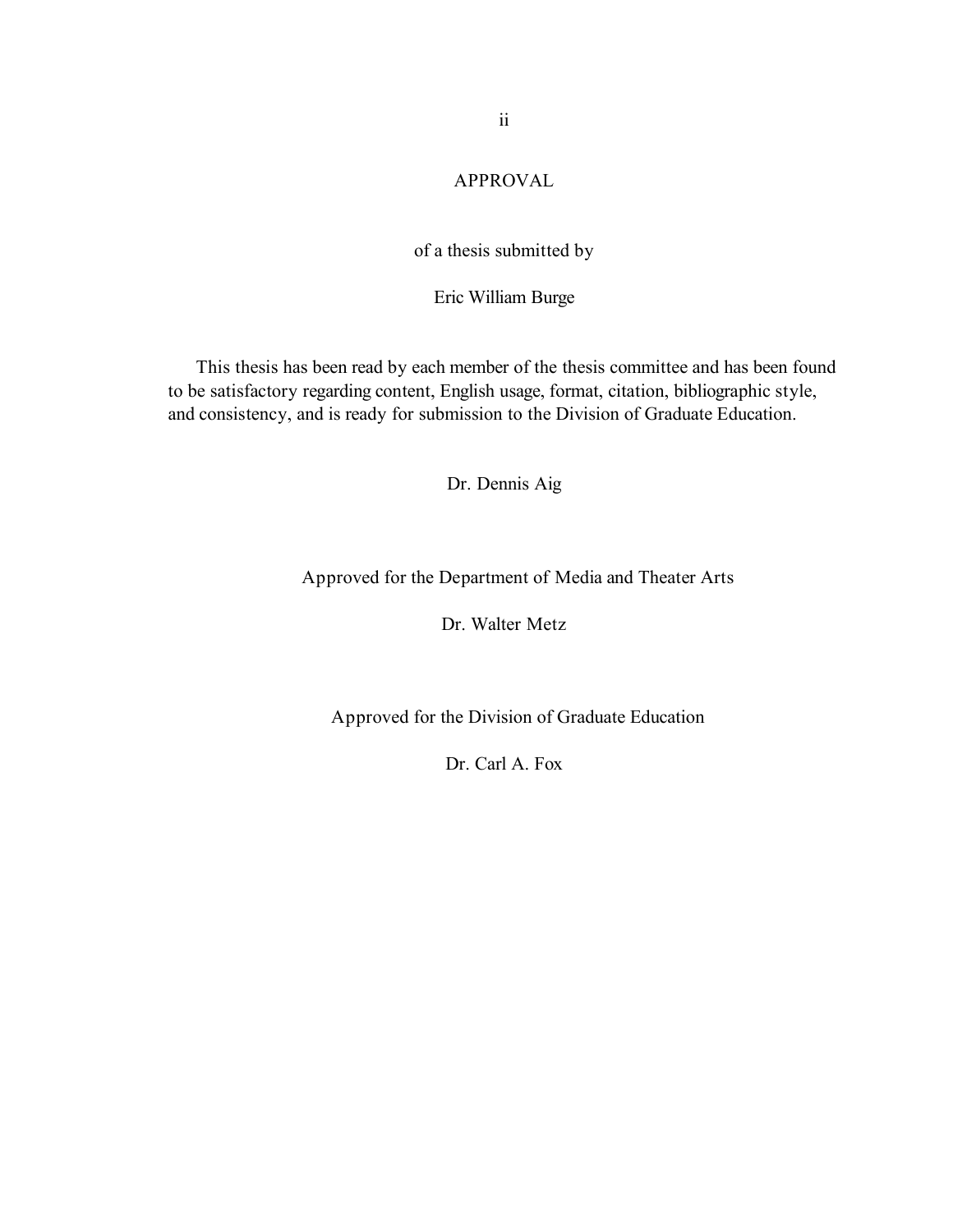# APPROVAL

of a thesis submitted by

Eric William Burge

This thesis has been read by each member of the thesis committee and has been found to be satisfactory regarding content, English usage, format, citation, bibliographic style, and consistency, and is ready for submission to the Division of Graduate Education.

Dr. Dennis Aig

Approved for the Department of Media and Theater Arts

Dr. Walter Metz

Approved for the Division of Graduate Education

Dr. Carl A. Fox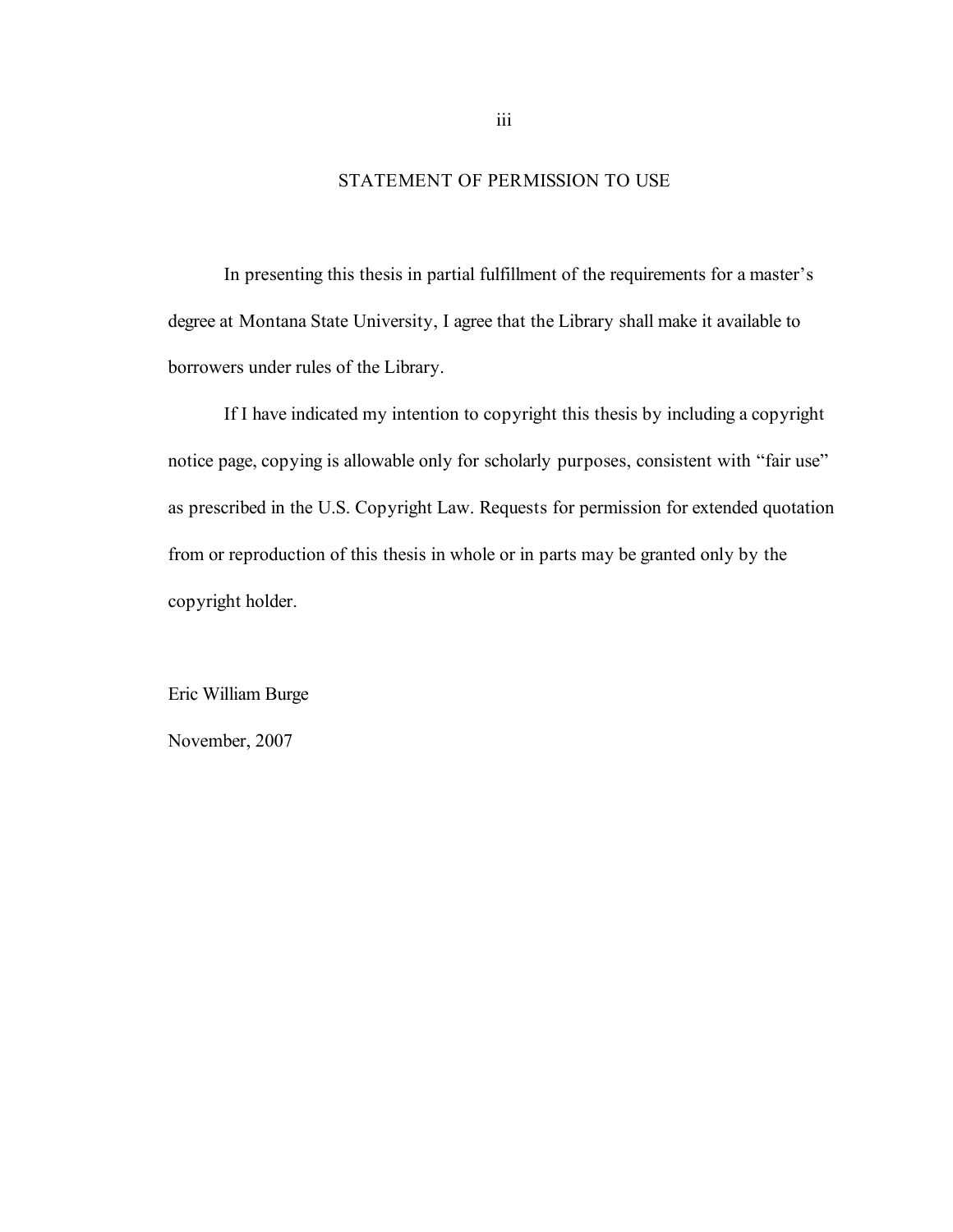## STATEMENT OF PERMISSION TO USE

In presenting this thesis in partial fulfillment of the requirements for a master's degree at Montana State University, I agree that the Library shall make it available to borrowers under rules of the Library.

If I have indicated my intention to copyright this thesis by including a copyright notice page, copying is allowable only for scholarly purposes, consistent with "fair use" as prescribed in the U.S. Copyright Law. Requests for permission for extended quotation from or reproduction of this thesis in whole or in parts may be granted only by the copyright holder.

Eric William Burge

November, 2007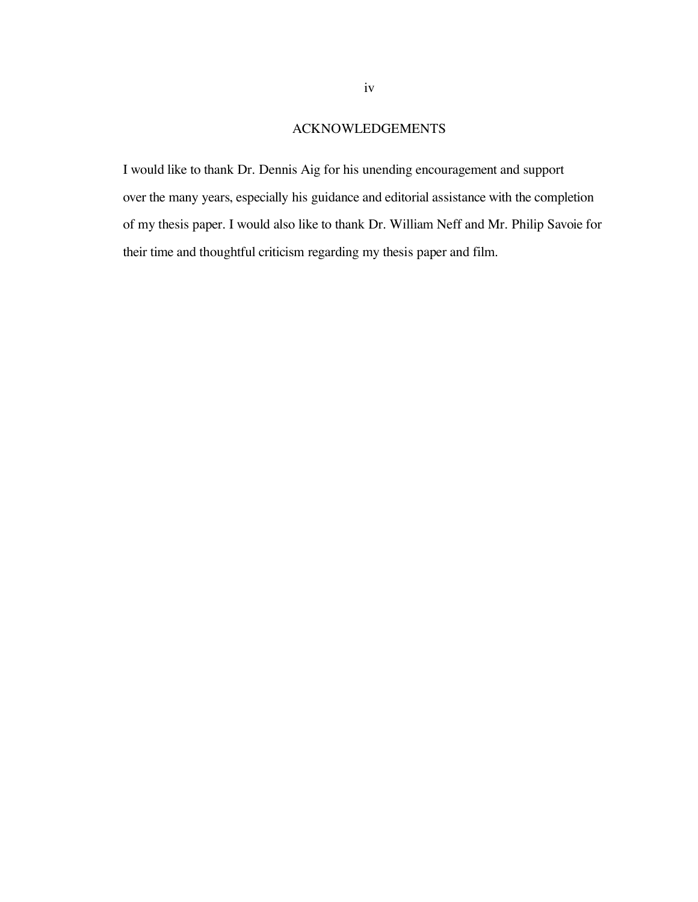## ACKNOWLEDGEMENTS

I would like to thank Dr. Dennis Aig for his unending encouragement and support over the many years, especially his guidance and editorial assistance with the completion of my thesis paper. I would also like to thank Dr. William Neff and Mr. Philip Savoie for their time and thoughtful criticism regarding my thesis paper and film.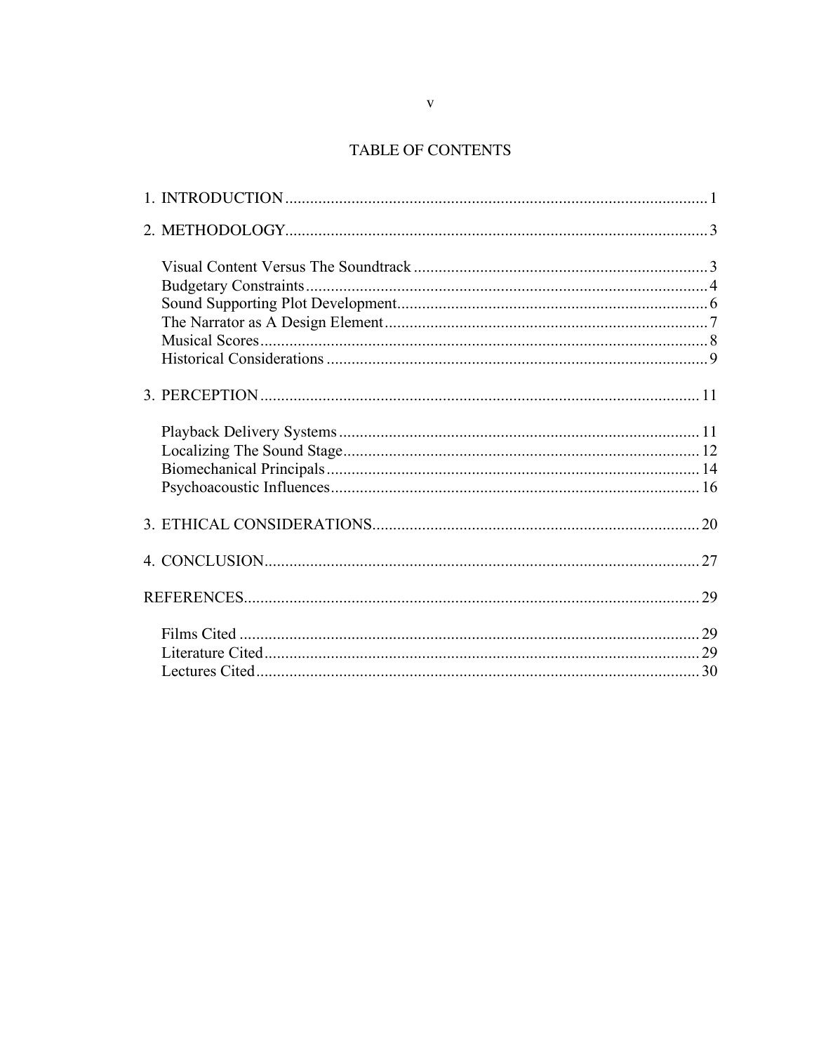# TABLE OF CONTENTS

1. INTRODUCTION ..................................................................................................... 1

2. METHODOLOGY...................................................................................................... 3

   Visual Content Versus The Soundtrack ...................................................................... 3
   Budgetary Constraints ................................................................................................ 4
   Sound Supporting Plot Development.......................................................................... 6
   The Narrator as A Design Element ............................................................................. 7
   Musical Scores ........................................................................................................... 8
   Historical Considerations ........................................................................................... 9

3. PERCEPTION .......................................................................................................... 11

   Playback Delivery Systems ....................................................................................... 11
   Localizing The Sound Stage...................................................................................... 12
   Biomechanical Principals .......................................................................................... 14
   Psychoacoustic Influences ......................................................................................... 16

3. ETHICAL CONSIDERATIONS............................................................................... 20

4. CONCLUSION......................................................................................................... 27

REFERENCES.............................................................................................................. 29

   Films Cited ............................................................................................................... 29
   Literature Cited......................................................................................................... 29
   Lectures Cited........................................................................................................... 30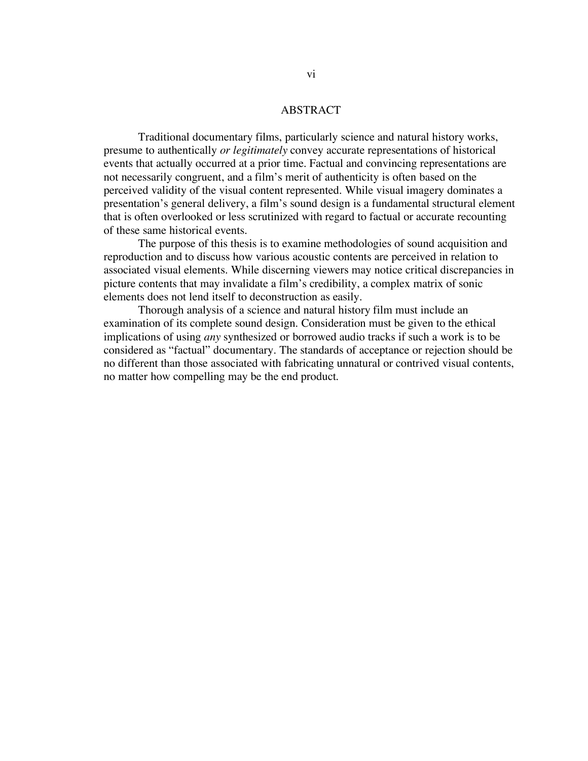# ABSTRACT

Traditional documentary films, particularly science and natural history works, presume to authentically *or legitimately* convey accurate representations of historical events that actually occurred at a prior time. Factual and convincing representations are not necessarily congruent, and a film's merit of authenticity is often based on the perceived validity of the visual content represented. While visual imagery dominates a presentation's general delivery, a film's sound design is a fundamental structural element that is often overlooked or less scrutinized with regard to factual or accurate recounting of these same historical events.

The purpose of this thesis is to examine methodologies of sound acquisition and reproduction and to discuss how various acoustic contents are perceived in relation to associated visual elements. While discerning viewers may notice critical discrepancies in picture contents that may invalidate a film's credibility, a complex matrix of sonic elements does not lend itself to deconstruction as easily.

Thorough analysis of a science and natural history film must include an examination of its complete sound design. Consideration must be given to the ethical implications of using *any* synthesized or borrowed audio tracks if such a work is to be considered as "factual" documentary. The standards of acceptance or rejection should be no different than those associated with fabricating unnatural or contrived visual contents, no matter how compelling may be the end product.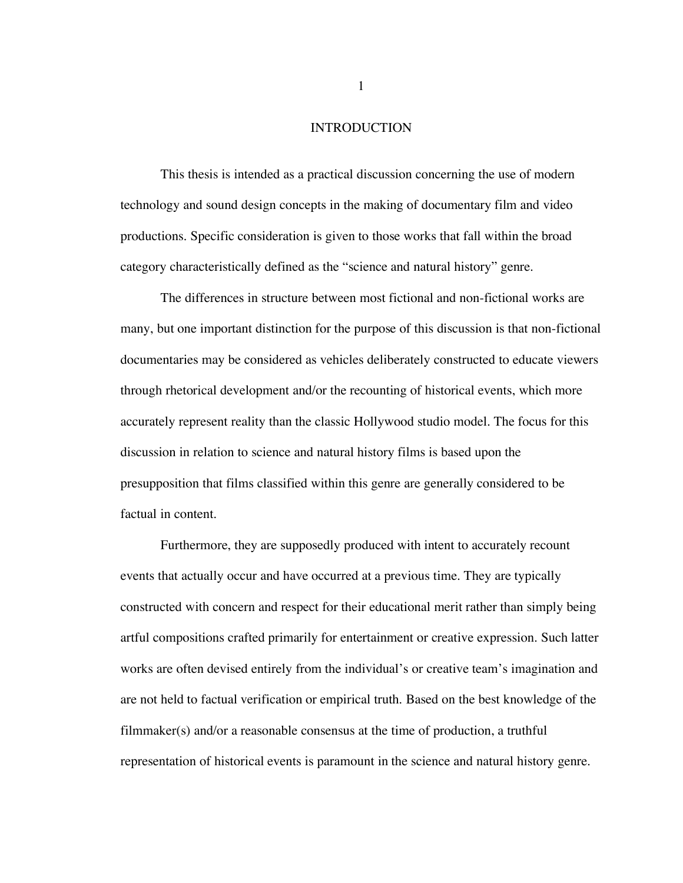# INTRODUCTION

This thesis is intended as a practical discussion concerning the use of modern technology and sound design concepts in the making of documentary film and video productions. Specific consideration is given to those works that fall within the broad category characteristically defined as the "science and natural history" genre.

The differences in structure between most fictional and non-fictional works are many, but one important distinction for the purpose of this discussion is that non-fictional documentaries may be considered as vehicles deliberately constructed to educate viewers through rhetorical development and/or the recounting of historical events, which more accurately represent reality than the classic Hollywood studio model. The focus for this discussion in relation to science and natural history films is based upon the presupposition that films classified within this genre are generally considered to be factual in content.

Furthermore, they are supposedly produced with intent to accurately recount events that actually occur and have occurred at a previous time. They are typically constructed with concern and respect for their educational merit rather than simply being artful compositions crafted primarily for entertainment or creative expression. Such latter works are often devised entirely from the individual's or creative team's imagination and are not held to factual verification or empirical truth. Based on the best knowledge of the filmmaker(s) and/or a reasonable consensus at the time of production, a truthful representation of historical events is paramount in the science and natural history genre.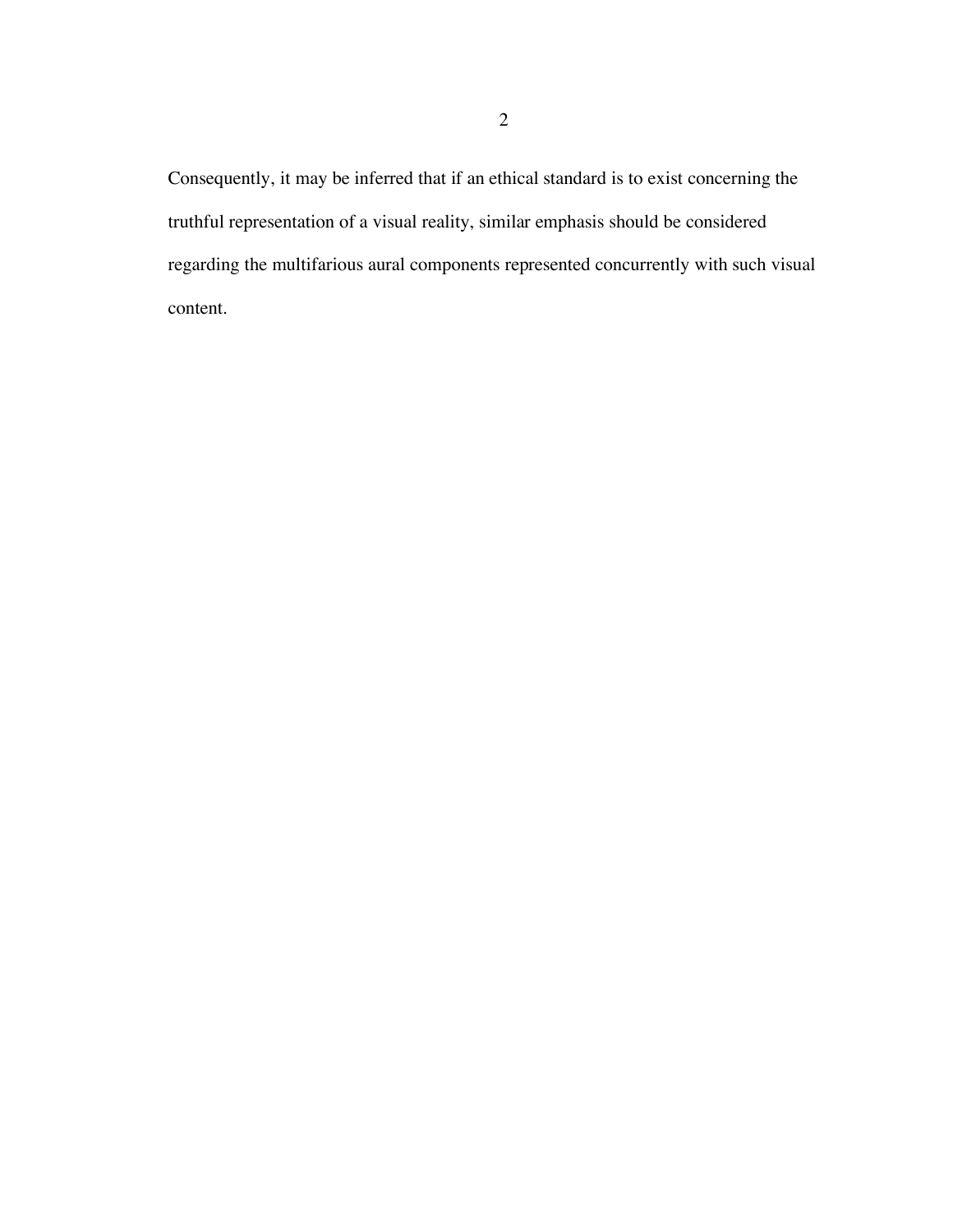Consequently, it may be inferred that if an ethical standard is to exist concerning the truthful representation of a visual reality, similar emphasis should be considered regarding the multifarious aural components represented concurrently with such visual content.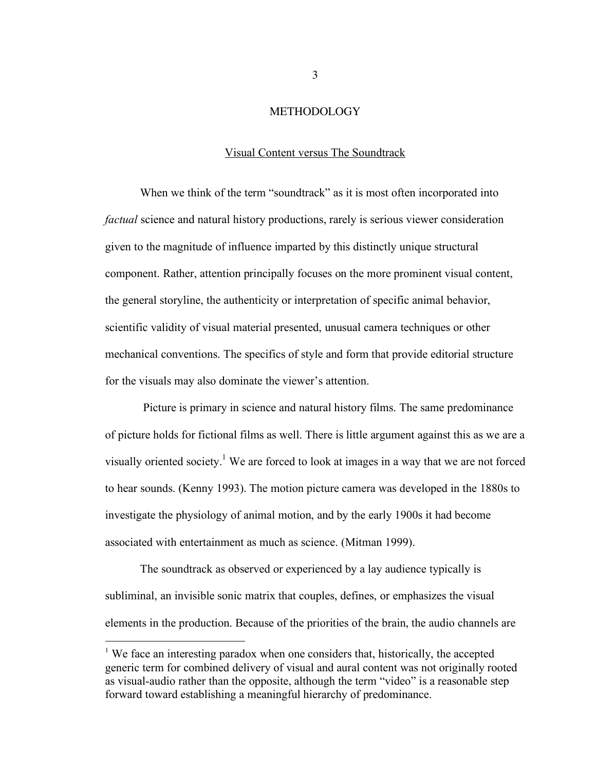# METHODOLOGY

## Visual Content versus The Soundtrack

When we think of the term "soundtrack" as it is most often incorporated into *factual* science and natural history productions, rarely is serious viewer consideration given to the magnitude of influence imparted by this distinctly unique structural component. Rather, attention principally focuses on the more prominent visual content, the general storyline, the authenticity or interpretation of specific animal behavior, scientific validity of visual material presented, unusual camera techniques or other mechanical conventions. The specifics of style and form that provide editorial structure for the visuals may also dominate the viewer's attention.

Picture is primary in science and natural history films. The same predominance of picture holds for fictional films as well. There is little argument against this as we are a visually oriented society.[1] We are forced to look at images in a way that we are not forced to hear sounds. (Kenny 1993). The motion picture camera was developed in the 1880s to investigate the physiology of animal motion, and by the early 1900s it had become associated with entertainment as much as science. (Mitman 1999).

The soundtrack as observed or experienced by a lay audience typically is subliminal, an invisible sonic matrix that couples, defines, or emphasizes the visual elements in the production. Because of the priorities of the brain, the audio channels are

---

[1] We face an interesting paradox when one considers that, historically, the accepted generic term for combined delivery of visual and aural content was not originally rooted as visual-audio rather than the opposite, although the term "video" is a reasonable step forward toward establishing a meaningful hierarchy of predominance.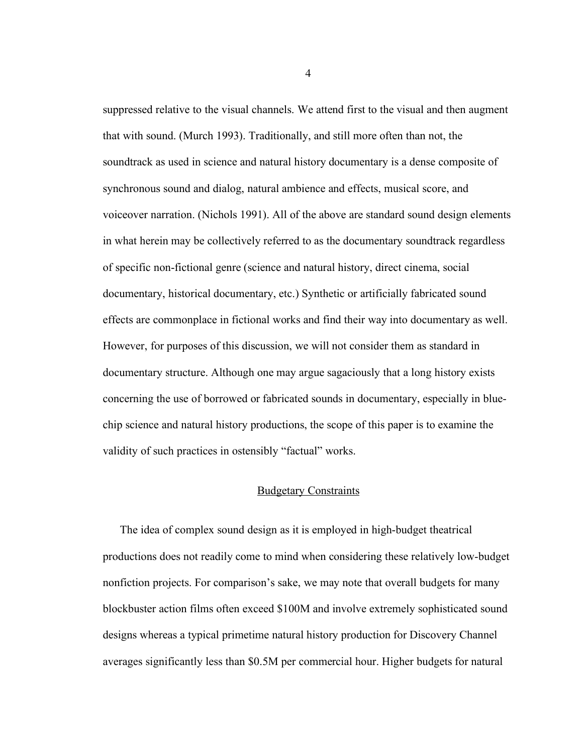suppressed relative to the visual channels. We attend first to the visual and then augment that with sound. (Murch 1993). Traditionally, and still more often than not, the soundtrack as used in science and natural history documentary is a dense composite of synchronous sound and dialog, natural ambience and effects, musical score, and voiceover narration. (Nichols 1991). All of the above are standard sound design elements in what herein may be collectively referred to as the documentary soundtrack regardless of specific non-fictional genre (science and natural history, direct cinema, social documentary, historical documentary, etc.) Synthetic or artificially fabricated sound effects are commonplace in fictional works and find their way into documentary as well. However, for purposes of this discussion, we will not consider them as standard in documentary structure. Although one may argue sagaciously that a long history exists concerning the use of borrowed or fabricated sounds in documentary, especially in blue-chip science and natural history productions, the scope of this paper is to examine the validity of such practices in ostensibly "factual" works.

## Budgetary Constraints

The idea of complex sound design as it is employed in high-budget theatrical productions does not readily come to mind when considering these relatively low-budget nonfiction projects. For comparison's sake, we may note that overall budgets for many blockbuster action films often exceed $100M and involve extremely sophisticated sound designs whereas a typical primetime natural history production for Discovery Channel averages significantly less than $0.5M per commercial hour. Higher budgets for natural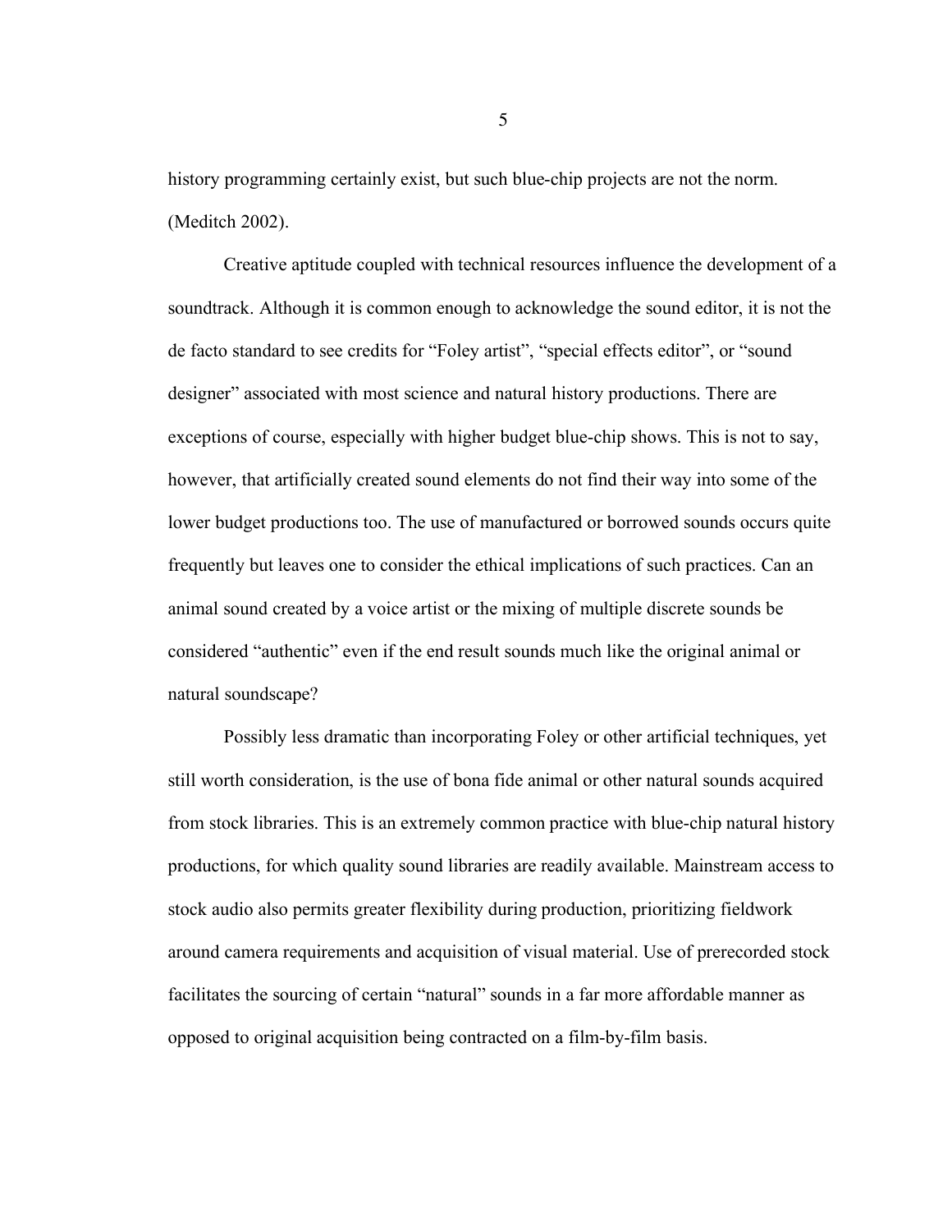history programming certainly exist, but such blue-chip projects are not the norm. (Meditch 2002).

Creative aptitude coupled with technical resources influence the development of a soundtrack. Although it is common enough to acknowledge the sound editor, it is not the de facto standard to see credits for "Foley artist", "special effects editor", or "sound designer" associated with most science and natural history productions. There are exceptions of course, especially with higher budget blue-chip shows. This is not to say, however, that artificially created sound elements do not find their way into some of the lower budget productions too. The use of manufactured or borrowed sounds occurs quite frequently but leaves one to consider the ethical implications of such practices. Can an animal sound created by a voice artist or the mixing of multiple discrete sounds be considered "authentic" even if the end result sounds much like the original animal or natural soundscape?

Possibly less dramatic than incorporating Foley or other artificial techniques, yet still worth consideration, is the use of bona fide animal or other natural sounds acquired from stock libraries. This is an extremely common practice with blue-chip natural history productions, for which quality sound libraries are readily available. Mainstream access to stock audio also permits greater flexibility during production, prioritizing fieldwork around camera requirements and acquisition of visual material. Use of prerecorded stock facilitates the sourcing of certain "natural" sounds in a far more affordable manner as opposed to original acquisition being contracted on a film-by-film basis.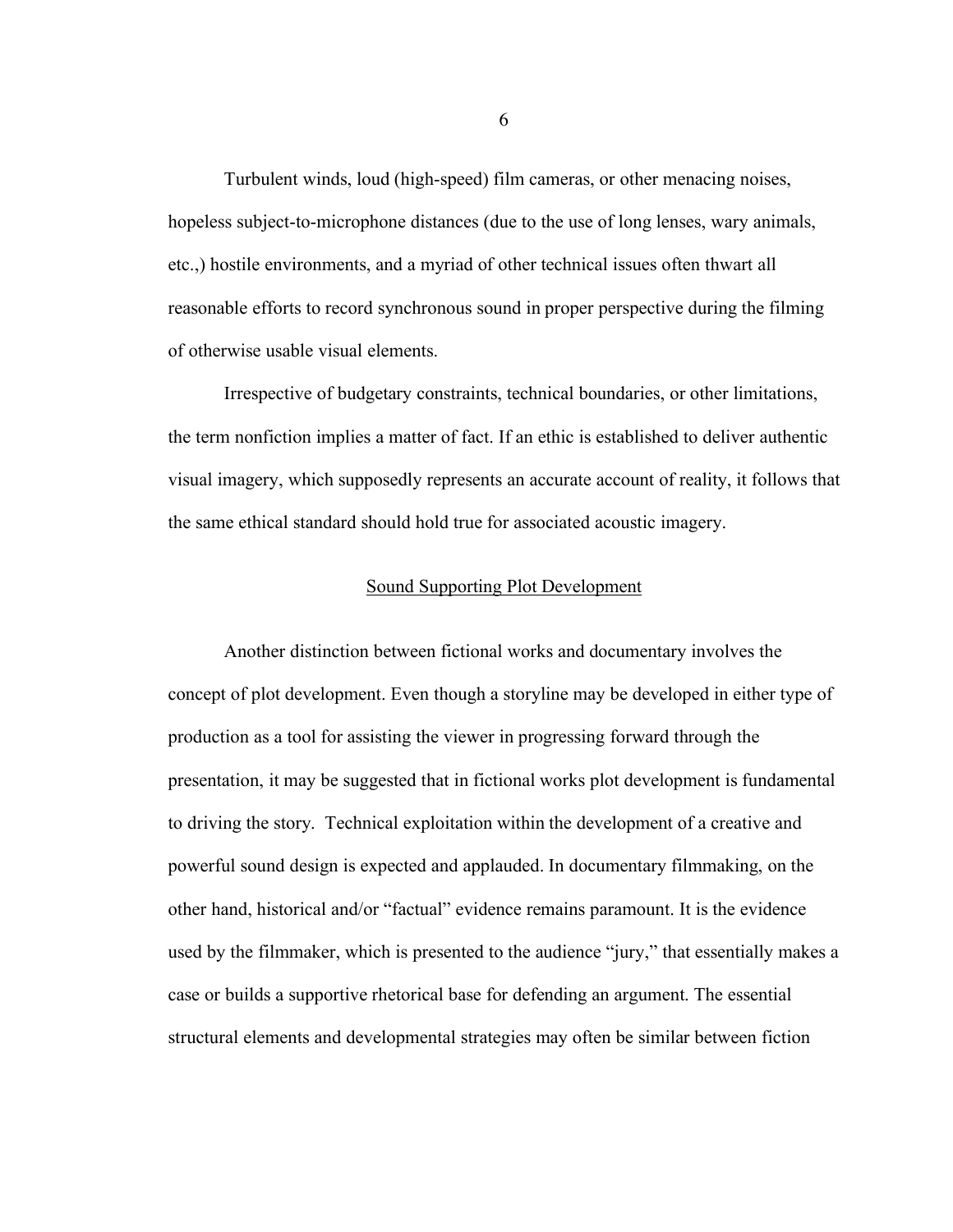Turbulent winds, loud (high-speed) film cameras, or other menacing noises, hopeless subject-to-microphone distances (due to the use of long lenses, wary animals, etc.,) hostile environments, and a myriad of other technical issues often thwart all reasonable efforts to record synchronous sound in proper perspective during the filming of otherwise usable visual elements.

Irrespective of budgetary constraints, technical boundaries, or other limitations, the term nonfiction implies a matter of fact. If an ethic is established to deliver authentic visual imagery, which supposedly represents an accurate account of reality, it follows that the same ethical standard should hold true for associated acoustic imagery.

## Sound Supporting Plot Development

Another distinction between fictional works and documentary involves the concept of plot development. Even though a storyline may be developed in either type of production as a tool for assisting the viewer in progressing forward through the presentation, it may be suggested that in fictional works plot development is fundamental to driving the story. Technical exploitation within the development of a creative and powerful sound design is expected and applauded. In documentary filmmaking, on the other hand, historical and/or "factual" evidence remains paramount. It is the evidence used by the filmmaker, which is presented to the audience "jury," that essentially makes a case or builds a supportive rhetorical base for defending an argument. The essential structural elements and developmental strategies may often be similar between fiction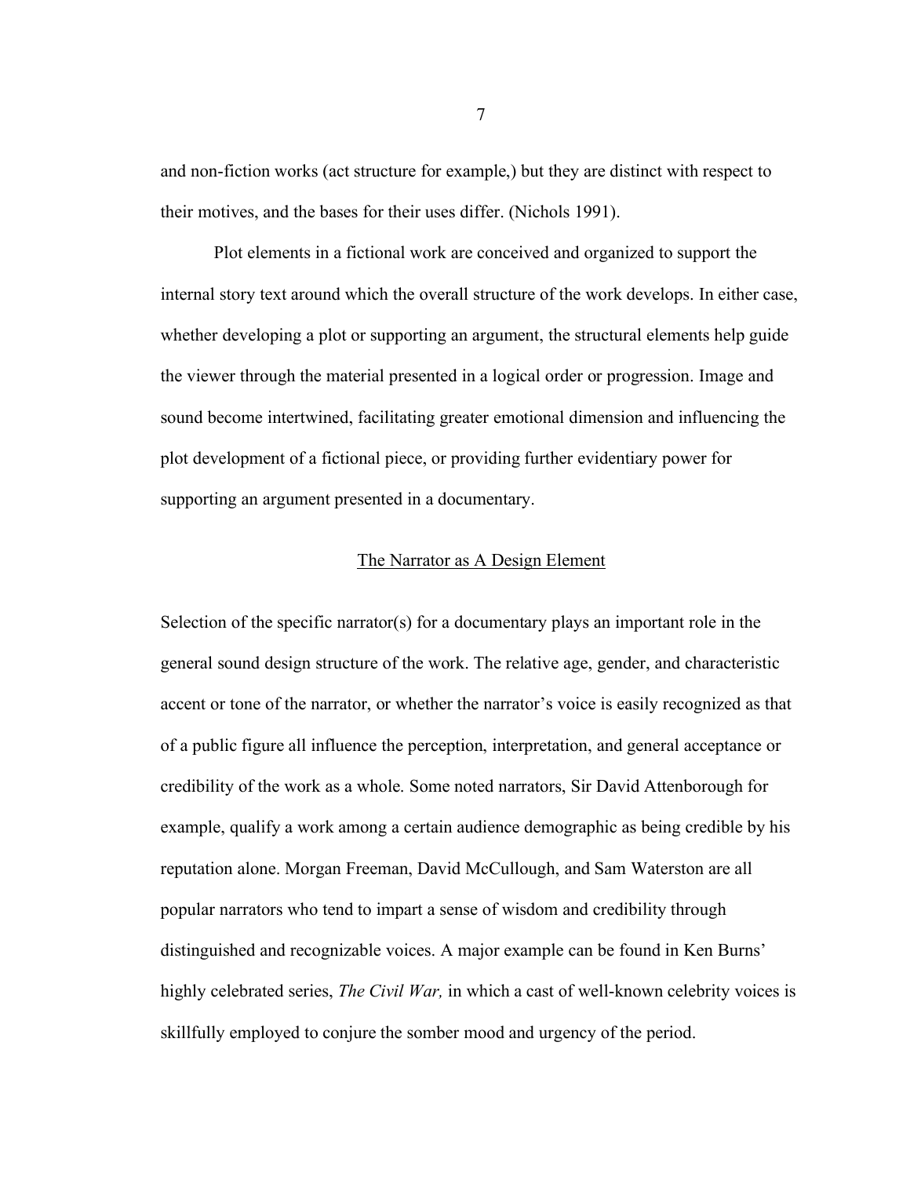and non-fiction works (act structure for example,) but they are distinct with respect to their motives, and the bases for their uses differ. (Nichols 1991).

Plot elements in a fictional work are conceived and organized to support the internal story text around which the overall structure of the work develops. In either case, whether developing a plot or supporting an argument, the structural elements help guide the viewer through the material presented in a logical order or progression. Image and sound become intertwined, facilitating greater emotional dimension and influencing the plot development of a fictional piece, or providing further evidentiary power for supporting an argument presented in a documentary.

## The Narrator as A Design Element

Selection of the specific narrator(s) for a documentary plays an important role in the general sound design structure of the work. The relative age, gender, and characteristic accent or tone of the narrator, or whether the narrator's voice is easily recognized as that of a public figure all influence the perception, interpretation, and general acceptance or credibility of the work as a whole. Some noted narrators, Sir David Attenborough for example, qualify a work among a certain audience demographic as being credible by his reputation alone. Morgan Freeman, David McCullough, and Sam Waterston are all popular narrators who tend to impart a sense of wisdom and credibility through distinguished and recognizable voices. A major example can be found in Ken Burns' highly celebrated series, *The Civil War,* in which a cast of well-known celebrity voices is skillfully employed to conjure the somber mood and urgency of the period.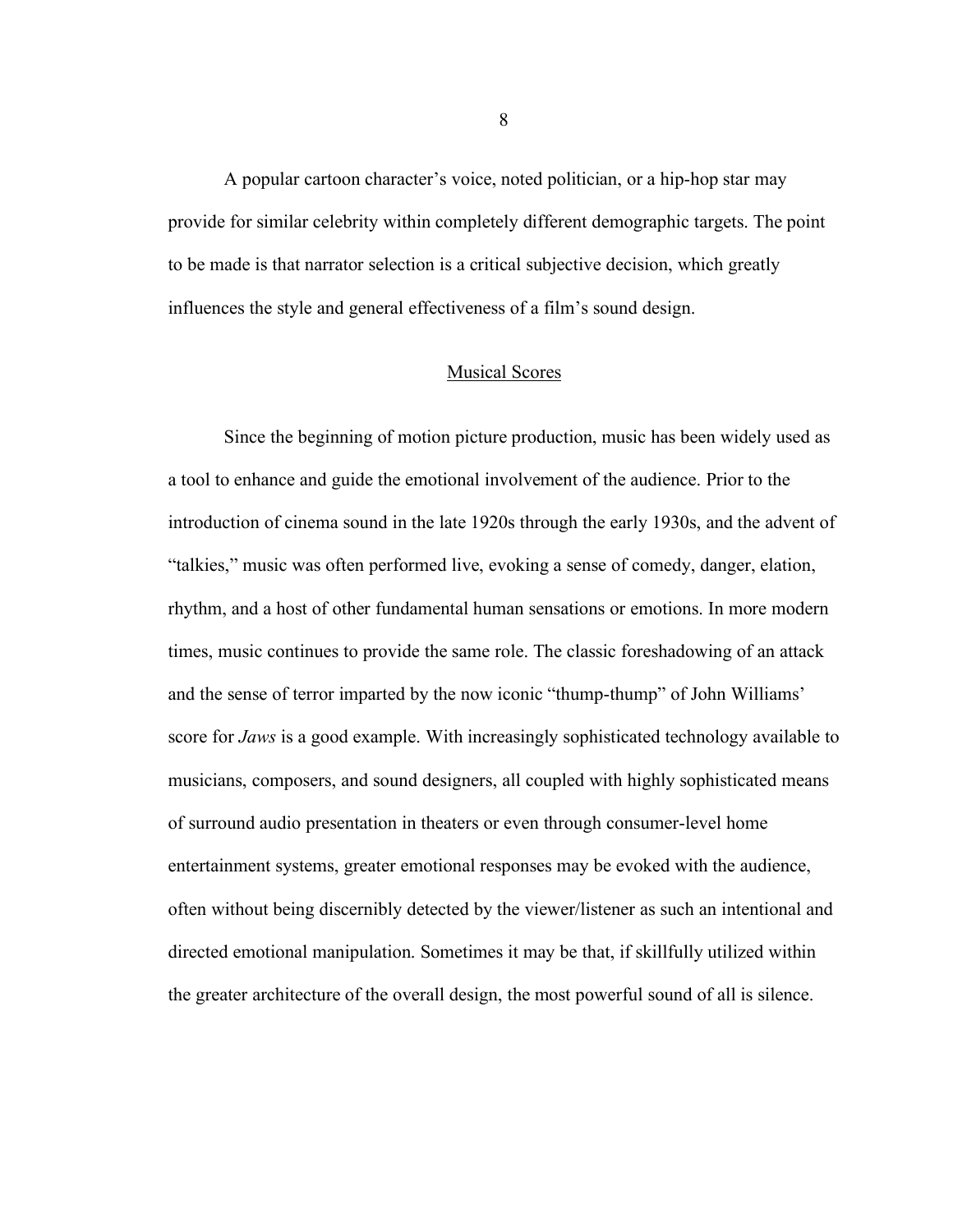A popular cartoon character's voice, noted politician, or a hip-hop star may provide for similar celebrity within completely different demographic targets. The point to be made is that narrator selection is a critical subjective decision, which greatly influences the style and general effectiveness of a film's sound design.

## Musical Scores

Since the beginning of motion picture production, music has been widely used as a tool to enhance and guide the emotional involvement of the audience. Prior to the introduction of cinema sound in the late 1920s through the early 1930s, and the advent of "talkies," music was often performed live, evoking a sense of comedy, danger, elation, rhythm, and a host of other fundamental human sensations or emotions. In more modern times, music continues to provide the same role. The classic foreshadowing of an attack and the sense of terror imparted by the now iconic "thump-thump" of John Williams' score for *Jaws* is a good example. With increasingly sophisticated technology available to musicians, composers, and sound designers, all coupled with highly sophisticated means of surround audio presentation in theaters or even through consumer-level home entertainment systems, greater emotional responses may be evoked with the audience, often without being discernibly detected by the viewer/listener as such an intentional and directed emotional manipulation. Sometimes it may be that, if skillfully utilized within the greater architecture of the overall design, the most powerful sound of all is silence.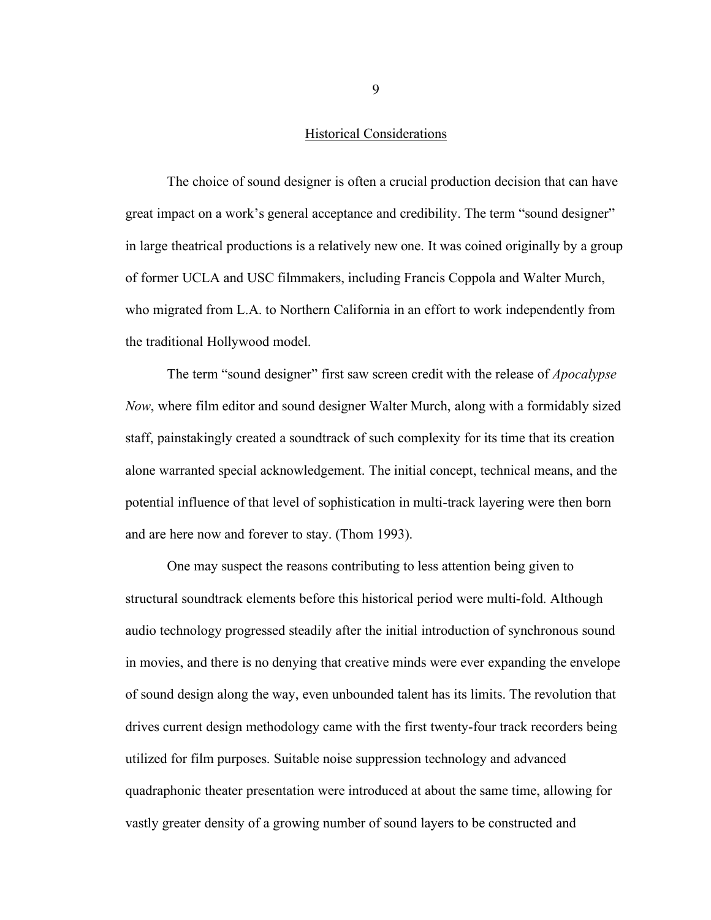## Historical Considerations

The choice of sound designer is often a crucial production decision that can have great impact on a work's general acceptance and credibility. The term "sound designer" in large theatrical productions is a relatively new one. It was coined originally by a group of former UCLA and USC filmmakers, including Francis Coppola and Walter Murch, who migrated from L.A. to Northern California in an effort to work independently from the traditional Hollywood model.

The term "sound designer" first saw screen credit with the release of *Apocalypse Now*, where film editor and sound designer Walter Murch, along with a formidably sized staff, painstakingly created a soundtrack of such complexity for its time that its creation alone warranted special acknowledgement. The initial concept, technical means, and the potential influence of that level of sophistication in multi-track layering were then born and are here now and forever to stay. (Thom 1993).

One may suspect the reasons contributing to less attention being given to structural soundtrack elements before this historical period were multi-fold. Although audio technology progressed steadily after the initial introduction of synchronous sound in movies, and there is no denying that creative minds were ever expanding the envelope of sound design along the way, even unbounded talent has its limits. The revolution that drives current design methodology came with the first twenty-four track recorders being utilized for film purposes. Suitable noise suppression technology and advanced quadraphonic theater presentation were introduced at about the same time, allowing for vastly greater density of a growing number of sound layers to be constructed and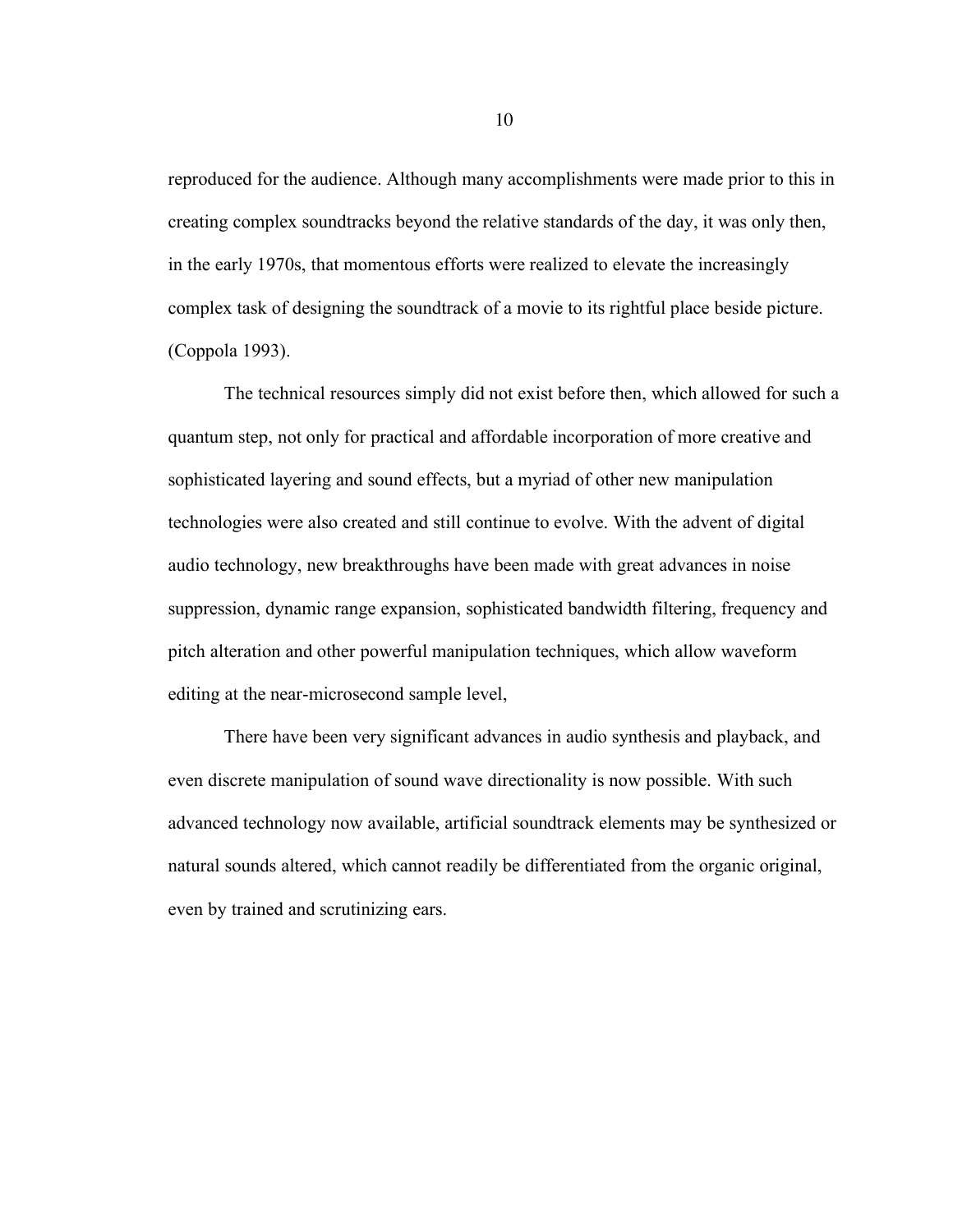reproduced for the audience. Although many accomplishments were made prior to this in creating complex soundtracks beyond the relative standards of the day, it was only then, in the early 1970s, that momentous efforts were realized to elevate the increasingly complex task of designing the soundtrack of a movie to its rightful place beside picture. (Coppola 1993).

The technical resources simply did not exist before then, which allowed for such a quantum step, not only for practical and affordable incorporation of more creative and sophisticated layering and sound effects, but a myriad of other new manipulation technologies were also created and still continue to evolve. With the advent of digital audio technology, new breakthroughs have been made with great advances in noise suppression, dynamic range expansion, sophisticated bandwidth filtering, frequency and pitch alteration and other powerful manipulation techniques, which allow waveform editing at the near-microsecond sample level,

There have been very significant advances in audio synthesis and playback, and even discrete manipulation of sound wave directionality is now possible. With such advanced technology now available, artificial soundtrack elements may be synthesized or natural sounds altered, which cannot readily be differentiated from the organic original, even by trained and scrutinizing ears.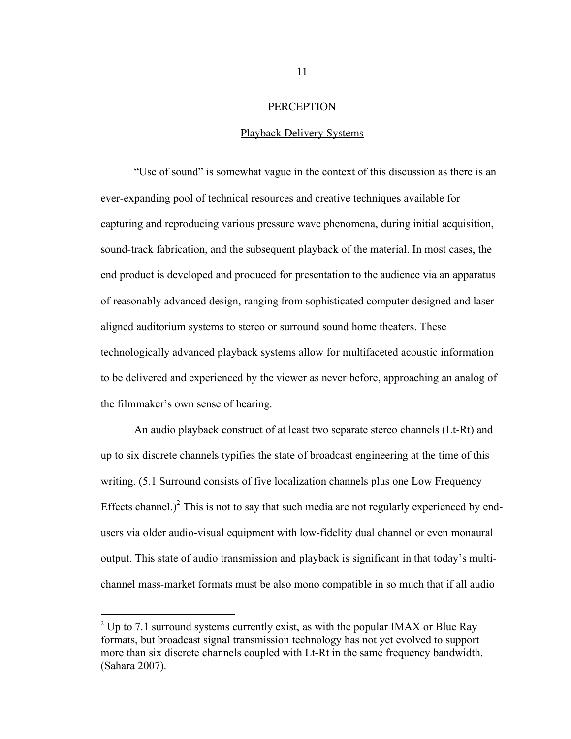# PERCEPTION

## Playback Delivery Systems

"Use of sound" is somewhat vague in the context of this discussion as there is an ever-expanding pool of technical resources and creative techniques available for capturing and reproducing various pressure wave phenomena, during initial acquisition, sound-track fabrication, and the subsequent playback of the material. In most cases, the end product is developed and produced for presentation to the audience via an apparatus of reasonably advanced design, ranging from sophisticated computer designed and laser aligned auditorium systems to stereo or surround sound home theaters. These technologically advanced playback systems allow for multifaceted acoustic information to be delivered and experienced by the viewer as never before, approaching an analog of the filmmaker's own sense of hearing.

An audio playback construct of at least two separate stereo channels (Lt-Rt) and up to six discrete channels typifies the state of broadcast engineering at the time of this writing. (5.1 Surround consists of five localization channels plus one Low Frequency Effects channel.)[2] This is not to say that such media are not regularly experienced by end-users via older audio-visual equipment with low-fidelity dual channel or even monaural output. This state of audio transmission and playback is significant in that today's multi-channel mass-market formats must be also mono compatible in so much that if all audio

---

[2] Up to 7.1 surround systems currently exist, as with the popular IMAX or Blue Ray formats, but broadcast signal transmission technology has not yet evolved to support more than six discrete channels coupled with Lt-Rt in the same frequency bandwidth. (Sahara 2007).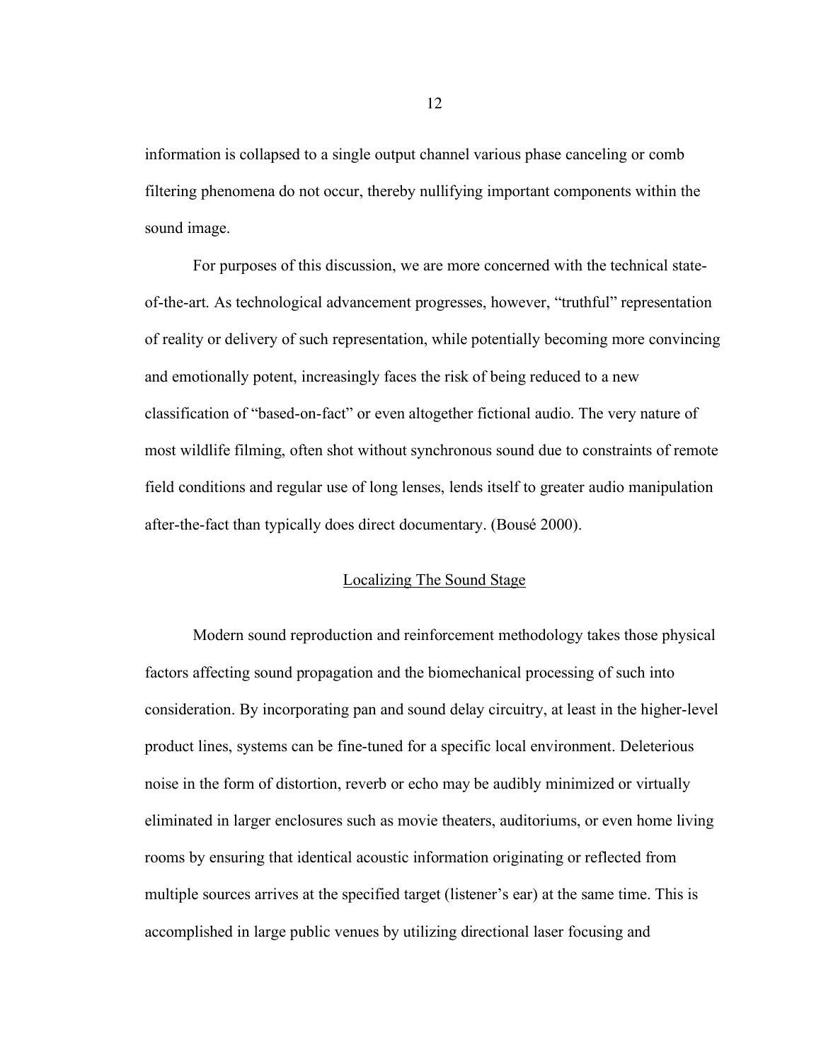information is collapsed to a single output channel various phase canceling or comb filtering phenomena do not occur, thereby nullifying important components within the sound image.

For purposes of this discussion, we are more concerned with the technical state-of-the-art. As technological advancement progresses, however, "truthful" representation of reality or delivery of such representation, while potentially becoming more convincing and emotionally potent, increasingly faces the risk of being reduced to a new classification of "based-on-fact" or even altogether fictional audio. The very nature of most wildlife filming, often shot without synchronous sound due to constraints of remote field conditions and regular use of long lenses, lends itself to greater audio manipulation after-the-fact than typically does direct documentary. (Bousé 2000).

## Localizing The Sound Stage

Modern sound reproduction and reinforcement methodology takes those physical factors affecting sound propagation and the biomechanical processing of such into consideration. By incorporating pan and sound delay circuitry, at least in the higher-level product lines, systems can be fine-tuned for a specific local environment. Deleterious noise in the form of distortion, reverb or echo may be audibly minimized or virtually eliminated in larger enclosures such as movie theaters, auditoriums, or even home living rooms by ensuring that identical acoustic information originating or reflected from multiple sources arrives at the specified target (listener's ear) at the same time. This is accomplished in large public venues by utilizing directional laser focusing and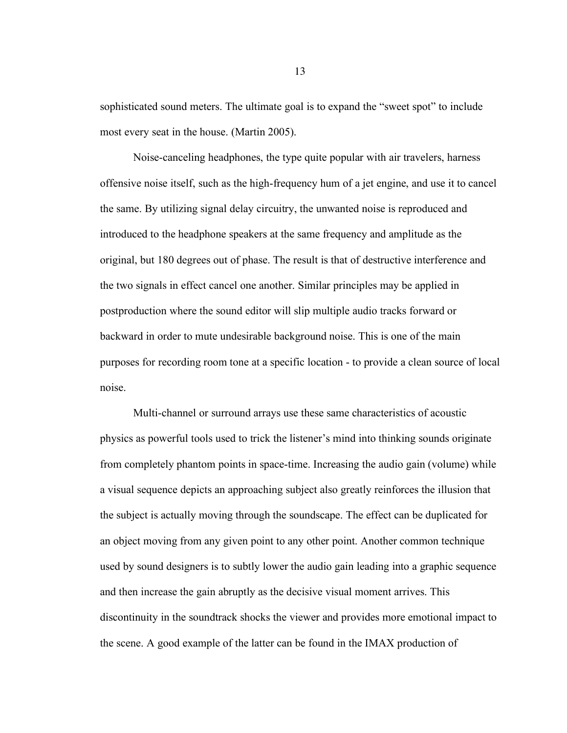sophisticated sound meters. The ultimate goal is to expand the “sweet spot” to include most every seat in the house. (Martin 2005).

Noise-canceling headphones, the type quite popular with air travelers, harness offensive noise itself, such as the high-frequency hum of a jet engine, and use it to cancel the same. By utilizing signal delay circuitry, the unwanted noise is reproduced and introduced to the headphone speakers at the same frequency and amplitude as the original, but 180 degrees out of phase. The result is that of destructive interference and the two signals in effect cancel one another. Similar principles may be applied in postproduction where the sound editor will slip multiple audio tracks forward or backward in order to mute undesirable background noise. This is one of the main purposes for recording room tone at a specific location - to provide a clean source of local noise.

Multi-channel or surround arrays use these same characteristics of acoustic physics as powerful tools used to trick the listener’s mind into thinking sounds originate from completely phantom points in space-time. Increasing the audio gain (volume) while a visual sequence depicts an approaching subject also greatly reinforces the illusion that the subject is actually moving through the soundscape. The effect can be duplicated for an object moving from any given point to any other point. Another common technique used by sound designers is to subtly lower the audio gain leading into a graphic sequence and then increase the gain abruptly as the decisive visual moment arrives. This discontinuity in the soundtrack shocks the viewer and provides more emotional impact to the scene. A good example of the latter can be found in the IMAX production of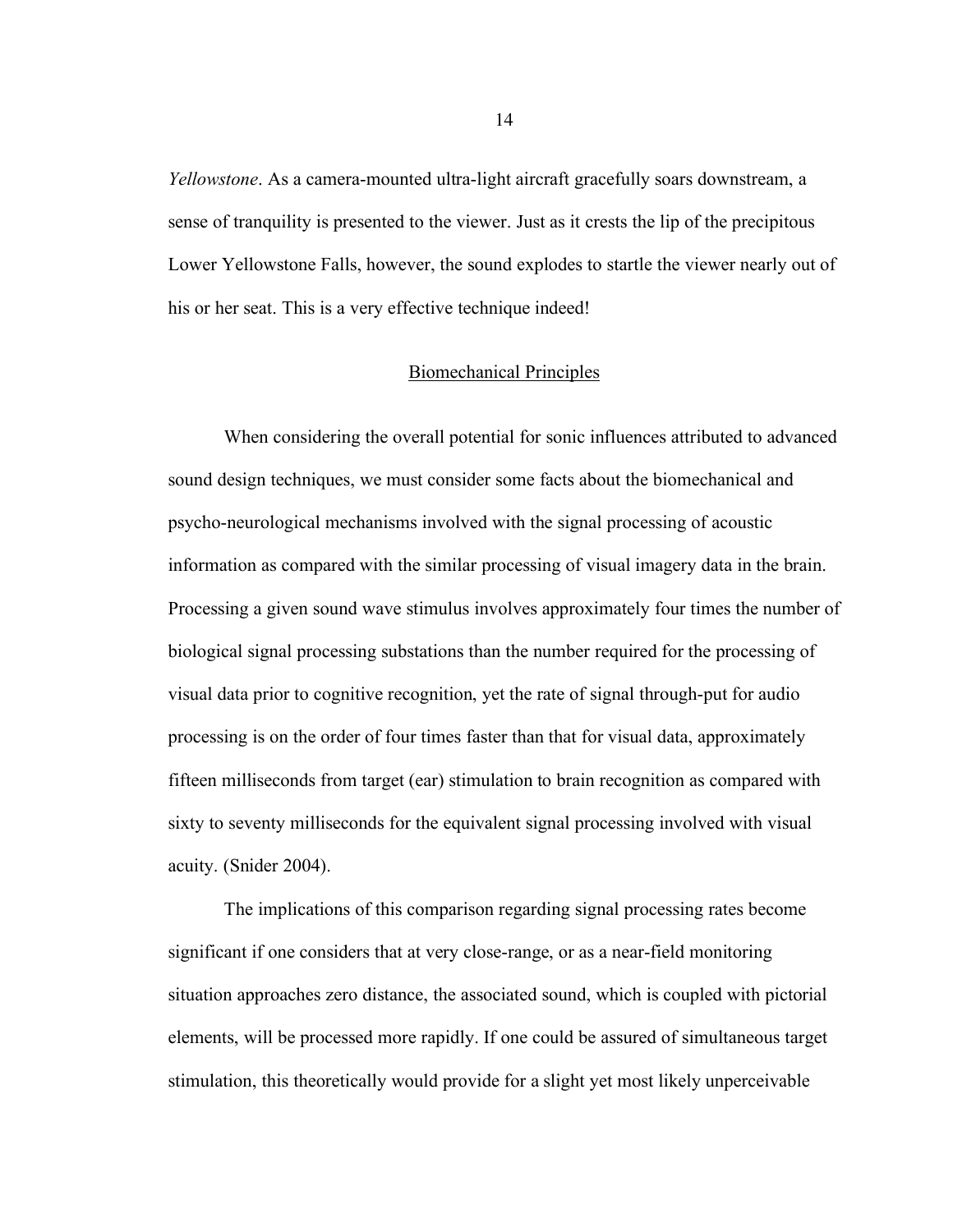*Yellowstone*. As a camera-mounted ultra-light aircraft gracefully soars downstream, a sense of tranquility is presented to the viewer. Just as it crests the lip of the precipitous Lower Yellowstone Falls, however, the sound explodes to startle the viewer nearly out of his or her seat. This is a very effective technique indeed!

## Biomechanical Principles

When considering the overall potential for sonic influences attributed to advanced sound design techniques, we must consider some facts about the biomechanical and psycho-neurological mechanisms involved with the signal processing of acoustic information as compared with the similar processing of visual imagery data in the brain. Processing a given sound wave stimulus involves approximately four times the number of biological signal processing substations than the number required for the processing of visual data prior to cognitive recognition, yet the rate of signal through-put for audio processing is on the order of four times faster than that for visual data, approximately fifteen milliseconds from target (ear) stimulation to brain recognition as compared with sixty to seventy milliseconds for the equivalent signal processing involved with visual acuity. (Snider 2004).

The implications of this comparison regarding signal processing rates become significant if one considers that at very close-range, or as a near-field monitoring situation approaches zero distance, the associated sound, which is coupled with pictorial elements, will be processed more rapidly. If one could be assured of simultaneous target stimulation, this theoretically would provide for a slight yet most likely unperceivable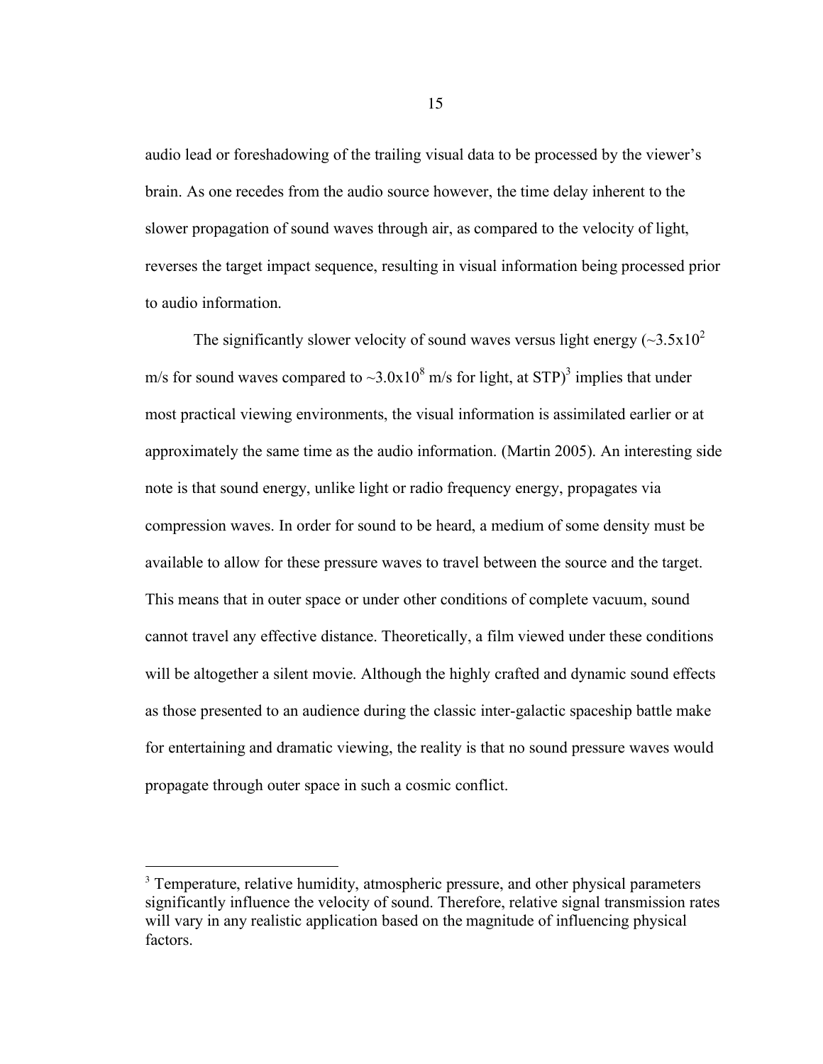audio lead or foreshadowing of the trailing visual data to be processed by the viewer's brain. As one recedes from the audio source however, the time delay inherent to the slower propagation of sound waves through air, as compared to the velocity of light, reverses the target impact sequence, resulting in visual information being processed prior to audio information.

The significantly slower velocity of sound waves versus light energy ($\sim 3.5 \times 10^2$ m/s for sound waves compared to $\sim 3.0 \times 10^8$ m/s for light, at STP)[3] implies that under most practical viewing environments, the visual information is assimilated earlier or at approximately the same time as the audio information. (Martin 2005). An interesting side note is that sound energy, unlike light or radio frequency energy, propagates via compression waves. In order for sound to be heard, a medium of some density must be available to allow for these pressure waves to travel between the source and the target. This means that in outer space or under other conditions of complete vacuum, sound cannot travel any effective distance. Theoretically, a film viewed under these conditions will be altogether a silent movie. Although the highly crafted and dynamic sound effects as those presented to an audience during the classic inter-galactic spaceship battle make for entertaining and dramatic viewing, the reality is that no sound pressure waves would propagate through outer space in such a cosmic conflict.

---

[3] Temperature, relative humidity, atmospheric pressure, and other physical parameters significantly influence the velocity of sound. Therefore, relative signal transmission rates will vary in any realistic application based on the magnitude of influencing physical factors.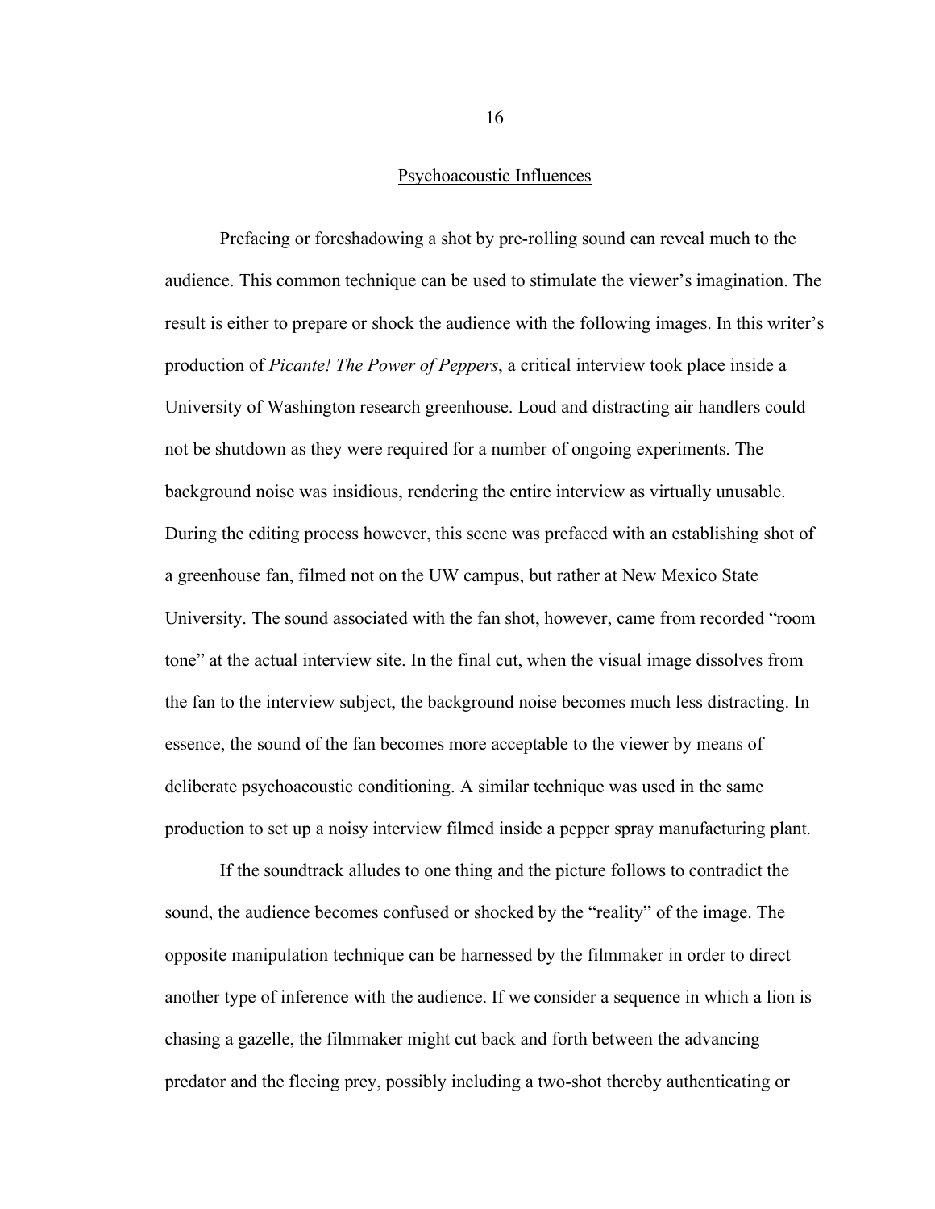## Psychoacoustic Influences

Prefacing or foreshadowing a shot by pre-rolling sound can reveal much to the audience. This common technique can be used to stimulate the viewer's imagination. The result is either to prepare or shock the audience with the following images. In this writer's production of *Picante! The Power of Peppers*, a critical interview took place inside a University of Washington research greenhouse. Loud and distracting air handlers could not be shutdown as they were required for a number of ongoing experiments. The background noise was insidious, rendering the entire interview as virtually unusable. During the editing process however, this scene was prefaced with an establishing shot of a greenhouse fan, filmed not on the UW campus, but rather at New Mexico State University. The sound associated with the fan shot, however, came from recorded "room tone" at the actual interview site. In the final cut, when the visual image dissolves from the fan to the interview subject, the background noise becomes much less distracting. In essence, the sound of the fan becomes more acceptable to the viewer by means of deliberate psychoacoustic conditioning. A similar technique was used in the same production to set up a noisy interview filmed inside a pepper spray manufacturing plant.

If the soundtrack alludes to one thing and the picture follows to contradict the sound, the audience becomes confused or shocked by the "reality" of the image. The opposite manipulation technique can be harnessed by the filmmaker in order to direct another type of inference with the audience. If we consider a sequence in which a lion is chasing a gazelle, the filmmaker might cut back and forth between the advancing predator and the fleeing prey, possibly including a two-shot thereby authenticating or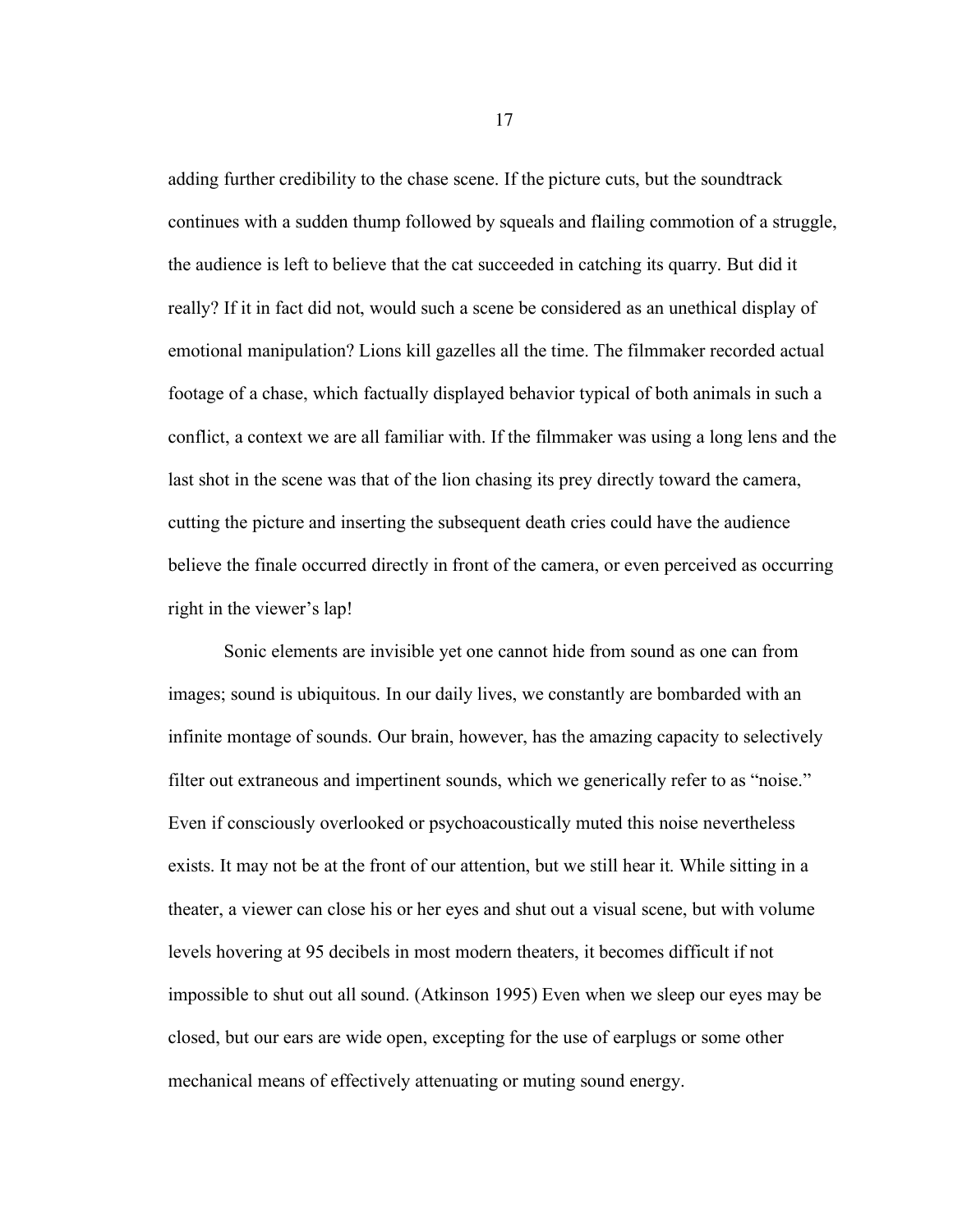adding further credibility to the chase scene. If the picture cuts, but the soundtrack continues with a sudden thump followed by squeals and flailing commotion of a struggle, the audience is left to believe that the cat succeeded in catching its quarry. But did it really? If it in fact did not, would such a scene be considered as an unethical display of emotional manipulation? Lions kill gazelles all the time. The filmmaker recorded actual footage of a chase, which factually displayed behavior typical of both animals in such a conflict, a context we are all familiar with. If the filmmaker was using a long lens and the last shot in the scene was that of the lion chasing its prey directly toward the camera, cutting the picture and inserting the subsequent death cries could have the audience believe the finale occurred directly in front of the camera, or even perceived as occurring right in the viewer's lap!

Sonic elements are invisible yet one cannot hide from sound as one can from images; sound is ubiquitous. In our daily lives, we constantly are bombarded with an infinite montage of sounds. Our brain, however, has the amazing capacity to selectively filter out extraneous and impertinent sounds, which we generically refer to as "noise." Even if consciously overlooked or psychoacoustically muted this noise nevertheless exists. It may not be at the front of our attention, but we still hear it. While sitting in a theater, a viewer can close his or her eyes and shut out a visual scene, but with volume levels hovering at 95 decibels in most modern theaters, it becomes difficult if not impossible to shut out all sound. (Atkinson 1995) Even when we sleep our eyes may be closed, but our ears are wide open, excepting for the use of earplugs or some other mechanical means of effectively attenuating or muting sound energy.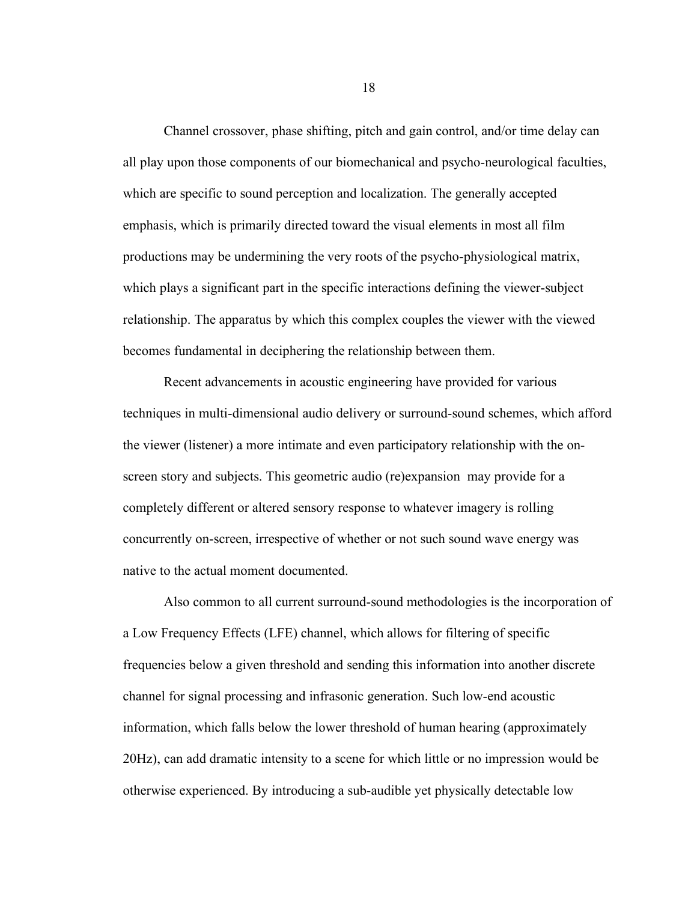Channel crossover, phase shifting, pitch and gain control, and/or time delay can all play upon those components of our biomechanical and psycho-neurological faculties, which are specific to sound perception and localization. The generally accepted emphasis, which is primarily directed toward the visual elements in most all film productions may be undermining the very roots of the psycho-physiological matrix, which plays a significant part in the specific interactions defining the viewer-subject relationship. The apparatus by which this complex couples the viewer with the viewed becomes fundamental in deciphering the relationship between them.

Recent advancements in acoustic engineering have provided for various techniques in multi-dimensional audio delivery or surround-sound schemes, which afford the viewer (listener) a more intimate and even participatory relationship with the on-screen story and subjects. This geometric audio (re)expansion  may provide for a completely different or altered sensory response to whatever imagery is rolling concurrently on-screen, irrespective of whether or not such sound wave energy was native to the actual moment documented.

Also common to all current surround-sound methodologies is the incorporation of a Low Frequency Effects (LFE) channel, which allows for filtering of specific frequencies below a given threshold and sending this information into another discrete channel for signal processing and infrasonic generation. Such low-end acoustic information, which falls below the lower threshold of human hearing (approximately 20Hz), can add dramatic intensity to a scene for which little or no impression would be otherwise experienced. By introducing a sub-audible yet physically detectable low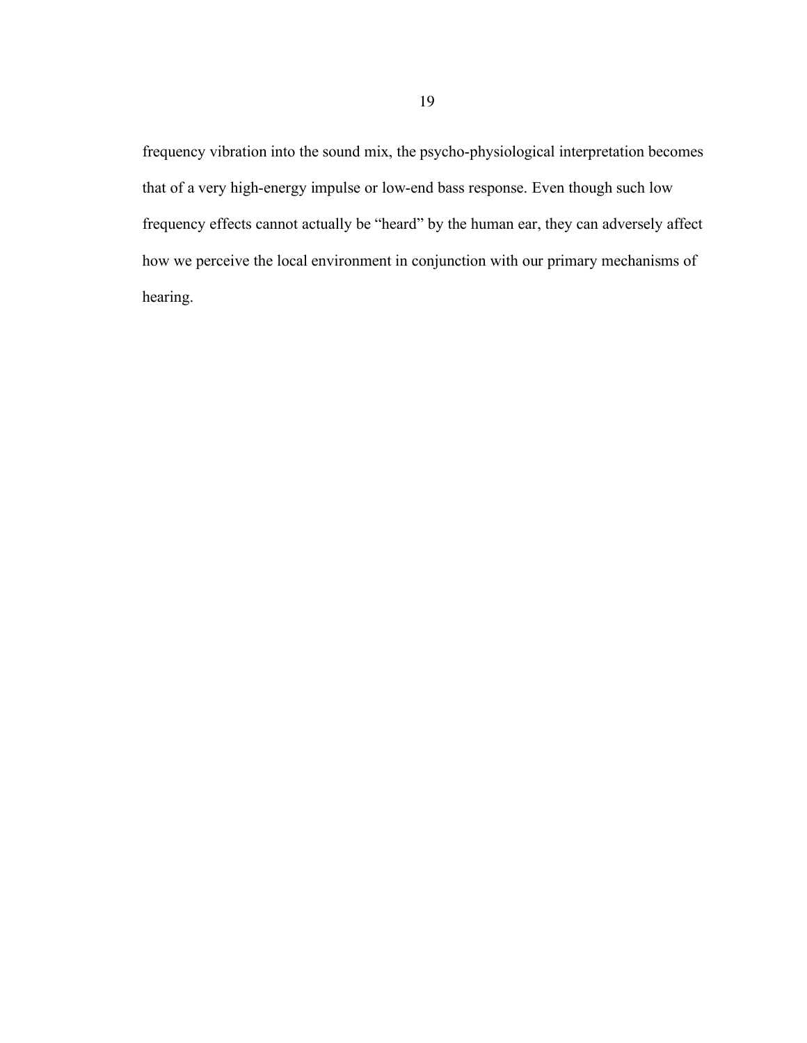frequency vibration into the sound mix, the psycho-physiological interpretation becomes that of a very high-energy impulse or low-end bass response. Even though such low frequency effects cannot actually be “heard” by the human ear, they can adversely affect how we perceive the local environment in conjunction with our primary mechanisms of hearing.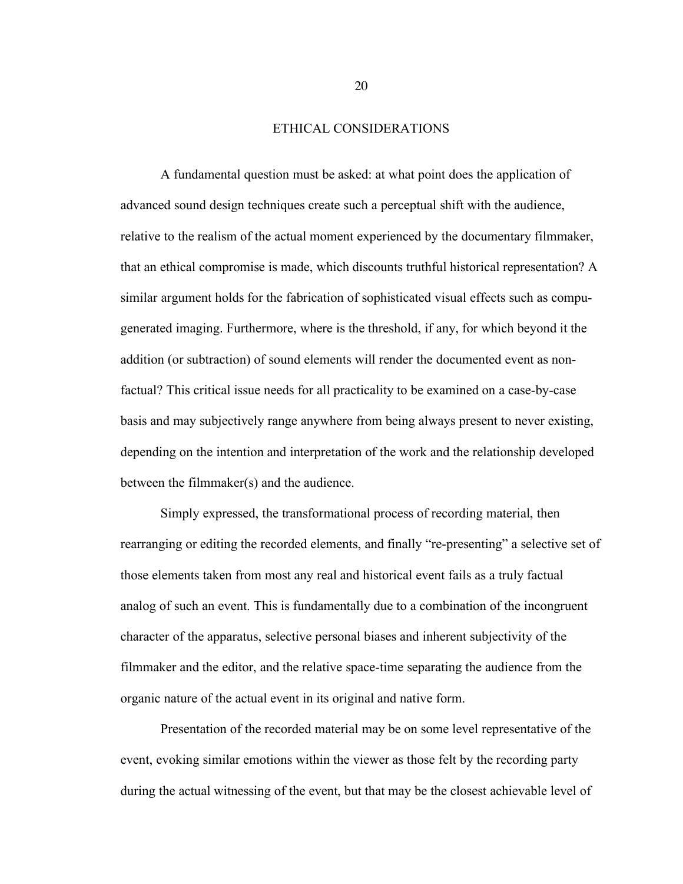# ETHICAL CONSIDERATIONS

A fundamental question must be asked: at what point does the application of advanced sound design techniques create such a perceptual shift with the audience, relative to the realism of the actual moment experienced by the documentary filmmaker, that an ethical compromise is made, which discounts truthful historical representation? A similar argument holds for the fabrication of sophisticated visual effects such as compu-generated imaging. Furthermore, where is the threshold, if any, for which beyond it the addition (or subtraction) of sound elements will render the documented event as non-factual? This critical issue needs for all practicality to be examined on a case-by-case basis and may subjectively range anywhere from being always present to never existing, depending on the intention and interpretation of the work and the relationship developed between the filmmaker(s) and the audience.

Simply expressed, the transformational process of recording material, then rearranging or editing the recorded elements, and finally "re-presenting" a selective set of those elements taken from most any real and historical event fails as a truly factual analog of such an event. This is fundamentally due to a combination of the incongruent character of the apparatus, selective personal biases and inherent subjectivity of the filmmaker and the editor, and the relative space-time separating the audience from the organic nature of the actual event in its original and native form.

Presentation of the recorded material may be on some level representative of the event, evoking similar emotions within the viewer as those felt by the recording party during the actual witnessing of the event, but that may be the closest achievable level of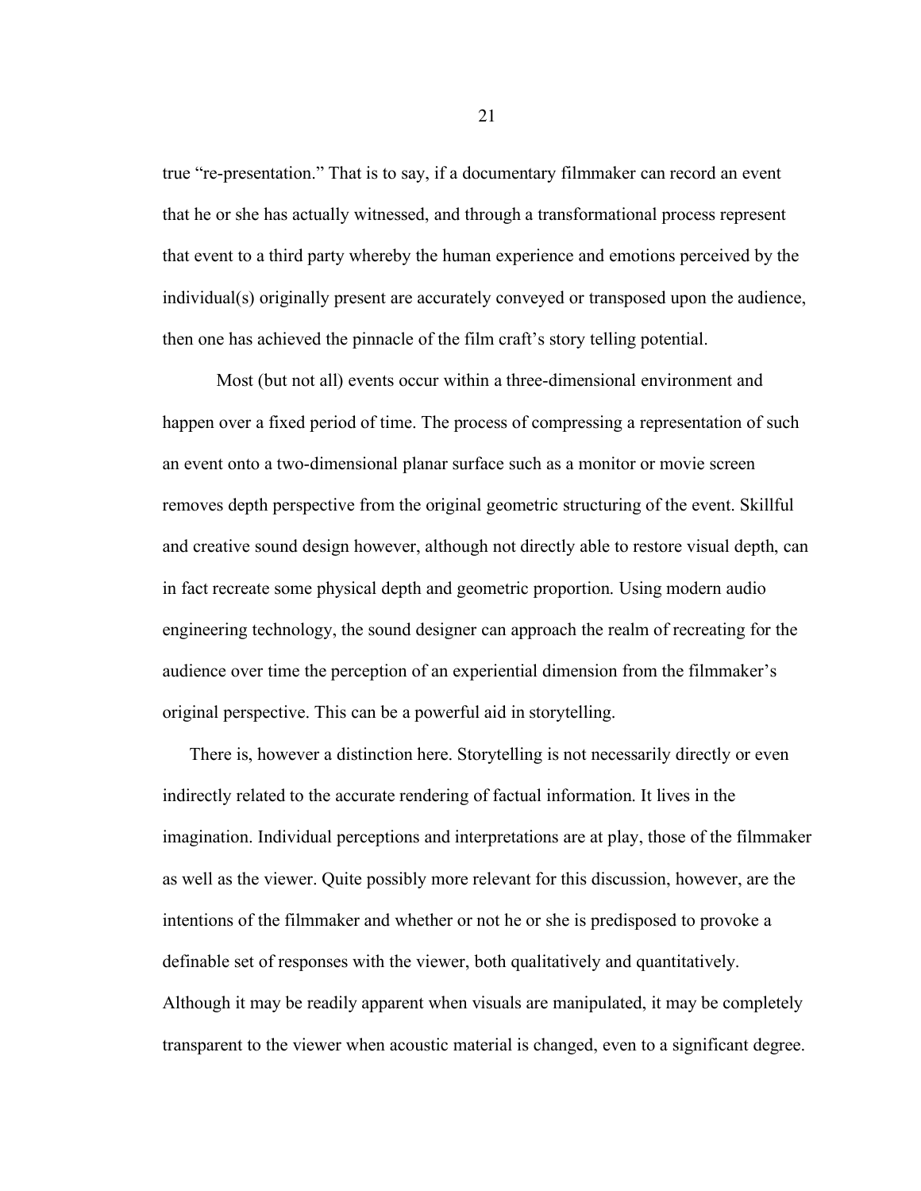true "re-presentation." That is to say, if a documentary filmmaker can record an event that he or she has actually witnessed, and through a transformational process represent that event to a third party whereby the human experience and emotions perceived by the individual(s) originally present are accurately conveyed or transposed upon the audience, then one has achieved the pinnacle of the film craft's story telling potential.

Most (but not all) events occur within a three-dimensional environment and happen over a fixed period of time. The process of compressing a representation of such an event onto a two-dimensional planar surface such as a monitor or movie screen removes depth perspective from the original geometric structuring of the event. Skillful and creative sound design however, although not directly able to restore visual depth, can in fact recreate some physical depth and geometric proportion. Using modern audio engineering technology, the sound designer can approach the realm of recreating for the audience over time the perception of an experiential dimension from the filmmaker's original perspective. This can be a powerful aid in storytelling.

There is, however a distinction here. Storytelling is not necessarily directly or even indirectly related to the accurate rendering of factual information. It lives in the imagination. Individual perceptions and interpretations are at play, those of the filmmaker as well as the viewer. Quite possibly more relevant for this discussion, however, are the intentions of the filmmaker and whether or not he or she is predisposed to provoke a definable set of responses with the viewer, both qualitatively and quantitatively. Although it may be readily apparent when visuals are manipulated, it may be completely transparent to the viewer when acoustic material is changed, even to a significant degree.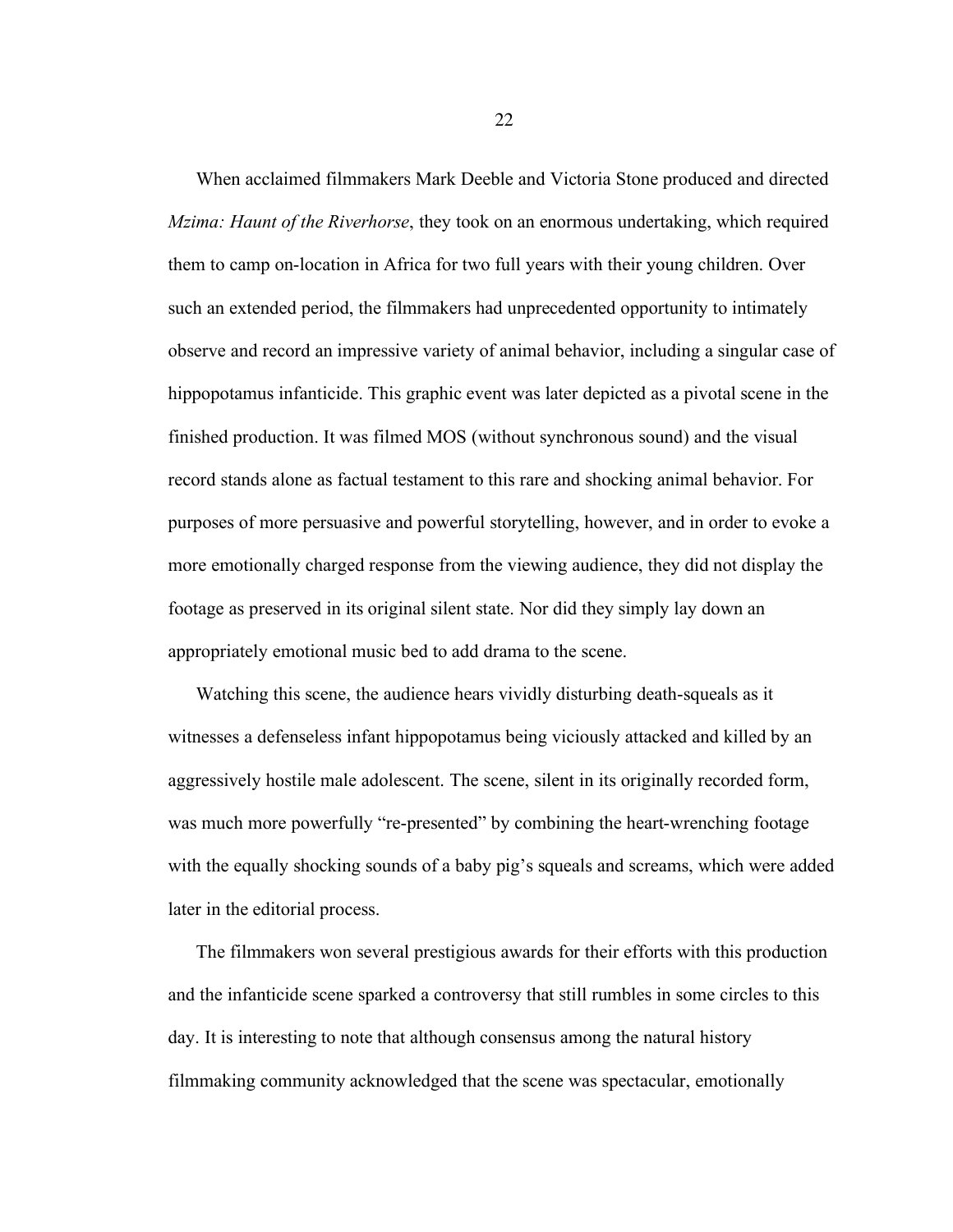When acclaimed filmmakers Mark Deeble and Victoria Stone produced and directed *Mzima: Haunt of the Riverhorse*, they took on an enormous undertaking, which required them to camp on-location in Africa for two full years with their young children. Over such an extended period, the filmmakers had unprecedented opportunity to intimately observe and record an impressive variety of animal behavior, including a singular case of hippopotamus infanticide. This graphic event was later depicted as a pivotal scene in the finished production. It was filmed MOS (without synchronous sound) and the visual record stands alone as factual testament to this rare and shocking animal behavior. For purposes of more persuasive and powerful storytelling, however, and in order to evoke a more emotionally charged response from the viewing audience, they did not display the footage as preserved in its original silent state. Nor did they simply lay down an appropriately emotional music bed to add drama to the scene.

Watching this scene, the audience hears vividly disturbing death-squeals as it witnesses a defenseless infant hippopotamus being viciously attacked and killed by an aggressively hostile male adolescent. The scene, silent in its originally recorded form, was much more powerfully "re-presented" by combining the heart-wrenching footage with the equally shocking sounds of a baby pig's squeals and screams, which were added later in the editorial process.

The filmmakers won several prestigious awards for their efforts with this production and the infanticide scene sparked a controversy that still rumbles in some circles to this day. It is interesting to note that although consensus among the natural history filmmaking community acknowledged that the scene was spectacular, emotionally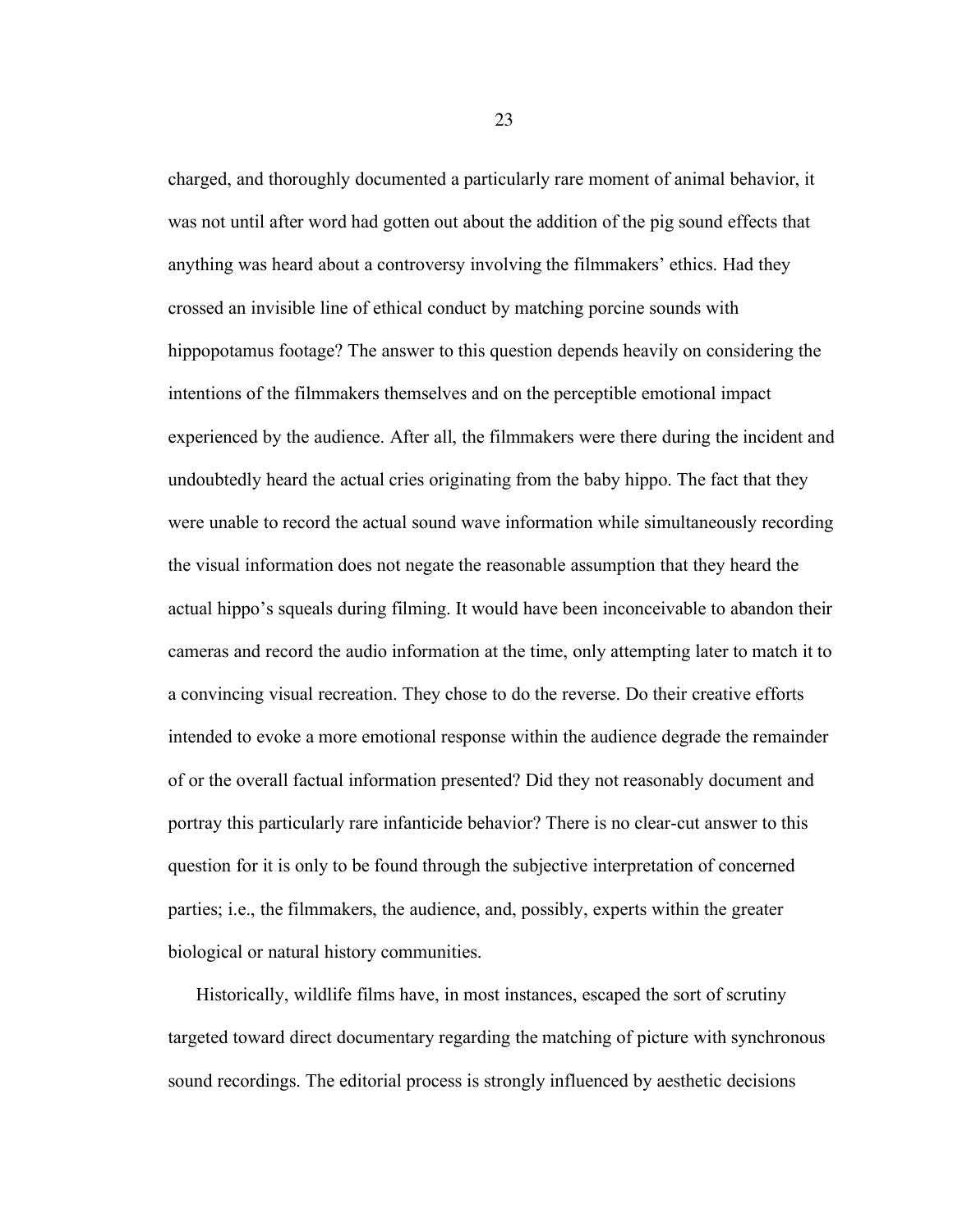charged, and thoroughly documented a particularly rare moment of animal behavior, it was not until after word had gotten out about the addition of the pig sound effects that anything was heard about a controversy involving the filmmakers' ethics. Had they crossed an invisible line of ethical conduct by matching porcine sounds with hippopotamus footage? The answer to this question depends heavily on considering the intentions of the filmmakers themselves and on the perceptible emotional impact experienced by the audience. After all, the filmmakers were there during the incident and undoubtedly heard the actual cries originating from the baby hippo. The fact that they were unable to record the actual sound wave information while simultaneously recording the visual information does not negate the reasonable assumption that they heard the actual hippo's squeals during filming. It would have been inconceivable to abandon their cameras and record the audio information at the time, only attempting later to match it to a convincing visual recreation. They chose to do the reverse. Do their creative efforts intended to evoke a more emotional response within the audience degrade the remainder of or the overall factual information presented? Did they not reasonably document and portray this particularly rare infanticide behavior? There is no clear-cut answer to this question for it is only to be found through the subjective interpretation of concerned parties; i.e., the filmmakers, the audience, and, possibly, experts within the greater biological or natural history communities.

Historically, wildlife films have, in most instances, escaped the sort of scrutiny targeted toward direct documentary regarding the matching of picture with synchronous sound recordings. The editorial process is strongly influenced by aesthetic decisions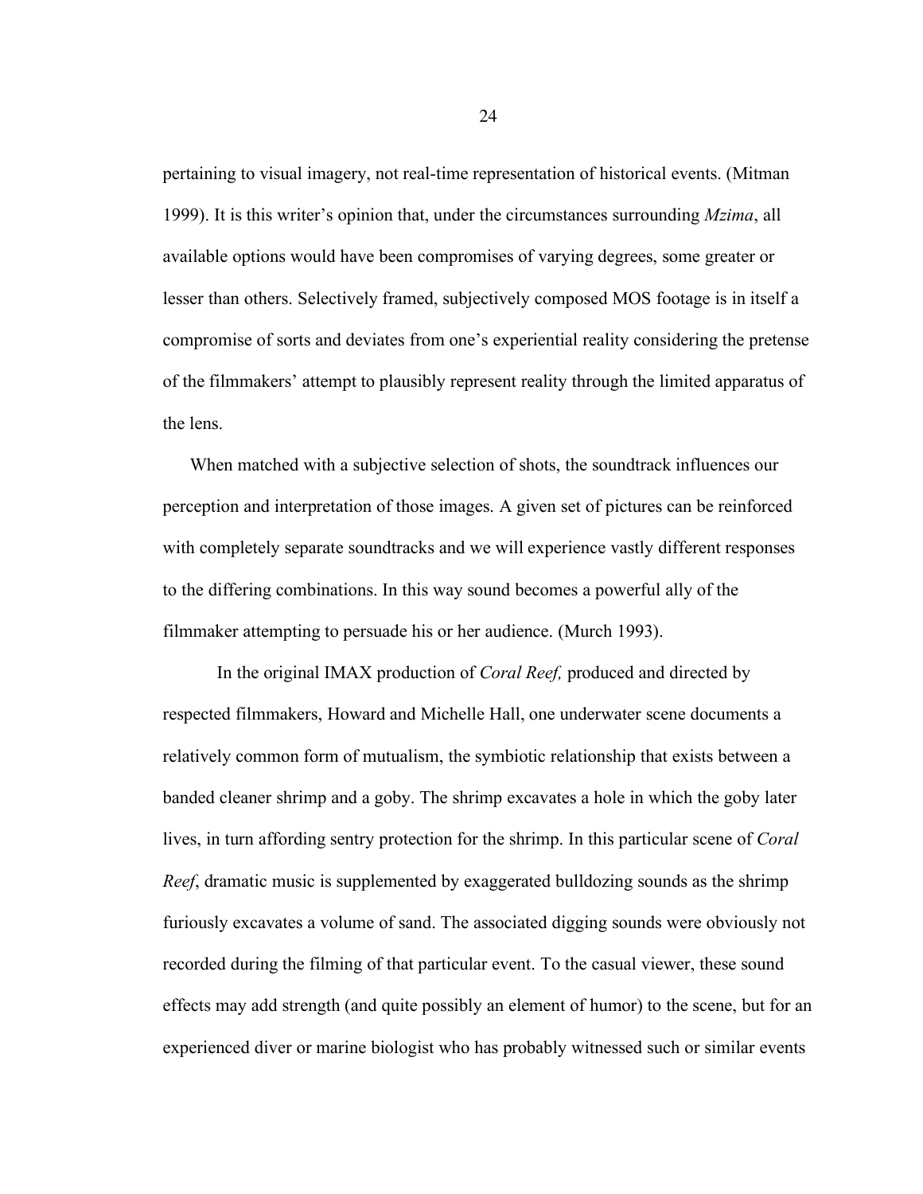pertaining to visual imagery, not real-time representation of historical events. (Mitman 1999). It is this writer's opinion that, under the circumstances surrounding *Mzima*, all available options would have been compromises of varying degrees, some greater or lesser than others. Selectively framed, subjectively composed MOS footage is in itself a compromise of sorts and deviates from one's experiential reality considering the pretense of the filmmakers' attempt to plausibly represent reality through the limited apparatus of the lens.

When matched with a subjective selection of shots, the soundtrack influences our perception and interpretation of those images. A given set of pictures can be reinforced with completely separate soundtracks and we will experience vastly different responses to the differing combinations. In this way sound becomes a powerful ally of the filmmaker attempting to persuade his or her audience. (Murch 1993).

In the original IMAX production of *Coral Reef,* produced and directed by respected filmmakers, Howard and Michelle Hall, one underwater scene documents a relatively common form of mutualism, the symbiotic relationship that exists between a banded cleaner shrimp and a goby. The shrimp excavates a hole in which the goby later lives, in turn affording sentry protection for the shrimp. In this particular scene of *Coral Reef*, dramatic music is supplemented by exaggerated bulldozing sounds as the shrimp furiously excavates a volume of sand. The associated digging sounds were obviously not recorded during the filming of that particular event. To the casual viewer, these sound effects may add strength (and quite possibly an element of humor) to the scene, but for an experienced diver or marine biologist who has probably witnessed such or similar events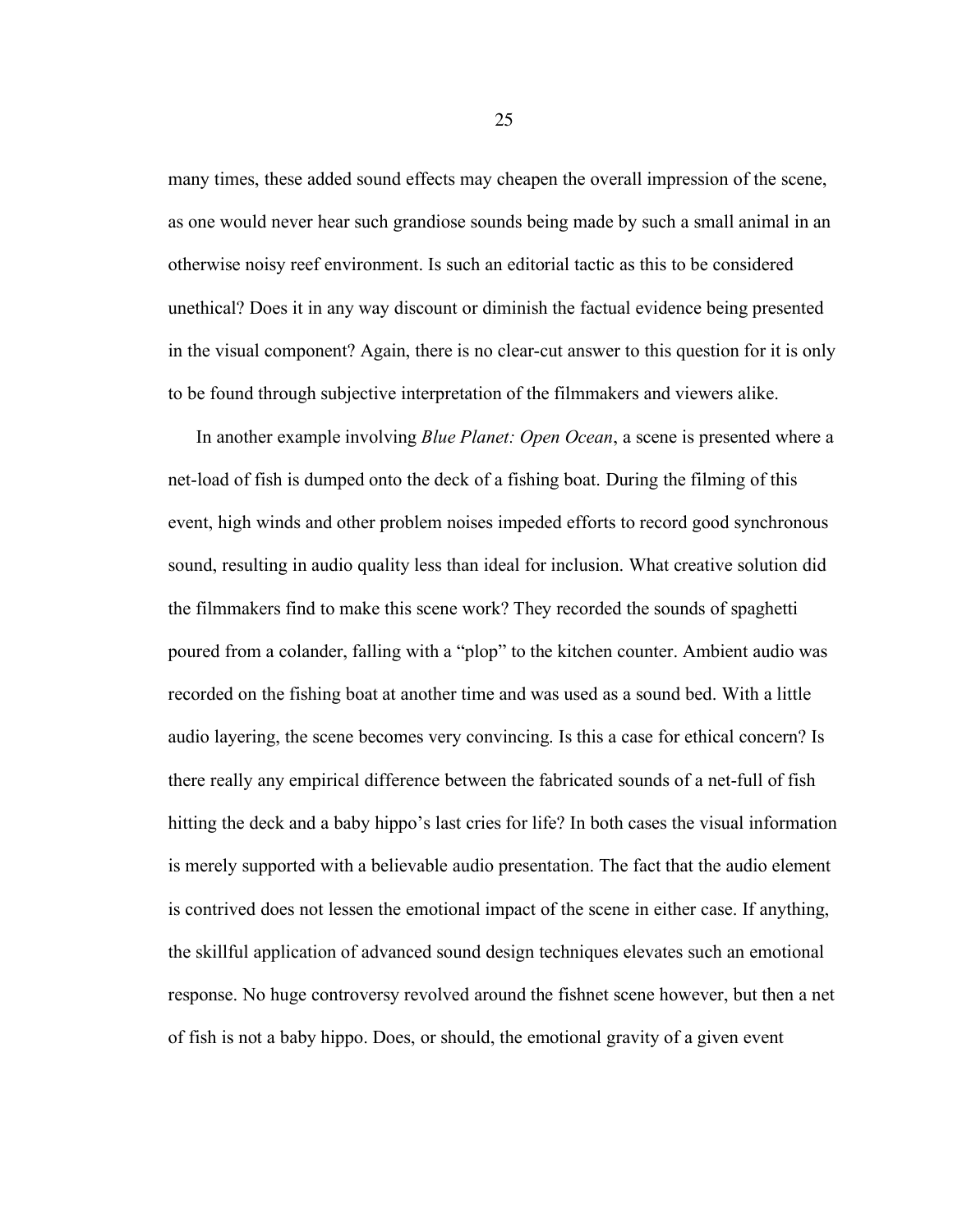many times, these added sound effects may cheapen the overall impression of the scene, as one would never hear such grandiose sounds being made by such a small animal in an otherwise noisy reef environment. Is such an editorial tactic as this to be considered unethical? Does it in any way discount or diminish the factual evidence being presented in the visual component? Again, there is no clear-cut answer to this question for it is only to be found through subjective interpretation of the filmmakers and viewers alike.

In another example involving *Blue Planet: Open Ocean*, a scene is presented where a net-load of fish is dumped onto the deck of a fishing boat. During the filming of this event, high winds and other problem noises impeded efforts to record good synchronous sound, resulting in audio quality less than ideal for inclusion. What creative solution did the filmmakers find to make this scene work? They recorded the sounds of spaghetti poured from a colander, falling with a "plop" to the kitchen counter. Ambient audio was recorded on the fishing boat at another time and was used as a sound bed. With a little audio layering, the scene becomes very convincing. Is this a case for ethical concern? Is there really any empirical difference between the fabricated sounds of a net-full of fish hitting the deck and a baby hippo's last cries for life? In both cases the visual information is merely supported with a believable audio presentation. The fact that the audio element is contrived does not lessen the emotional impact of the scene in either case. If anything, the skillful application of advanced sound design techniques elevates such an emotional response. No huge controversy revolved around the fishnet scene however, but then a net of fish is not a baby hippo. Does, or should, the emotional gravity of a given event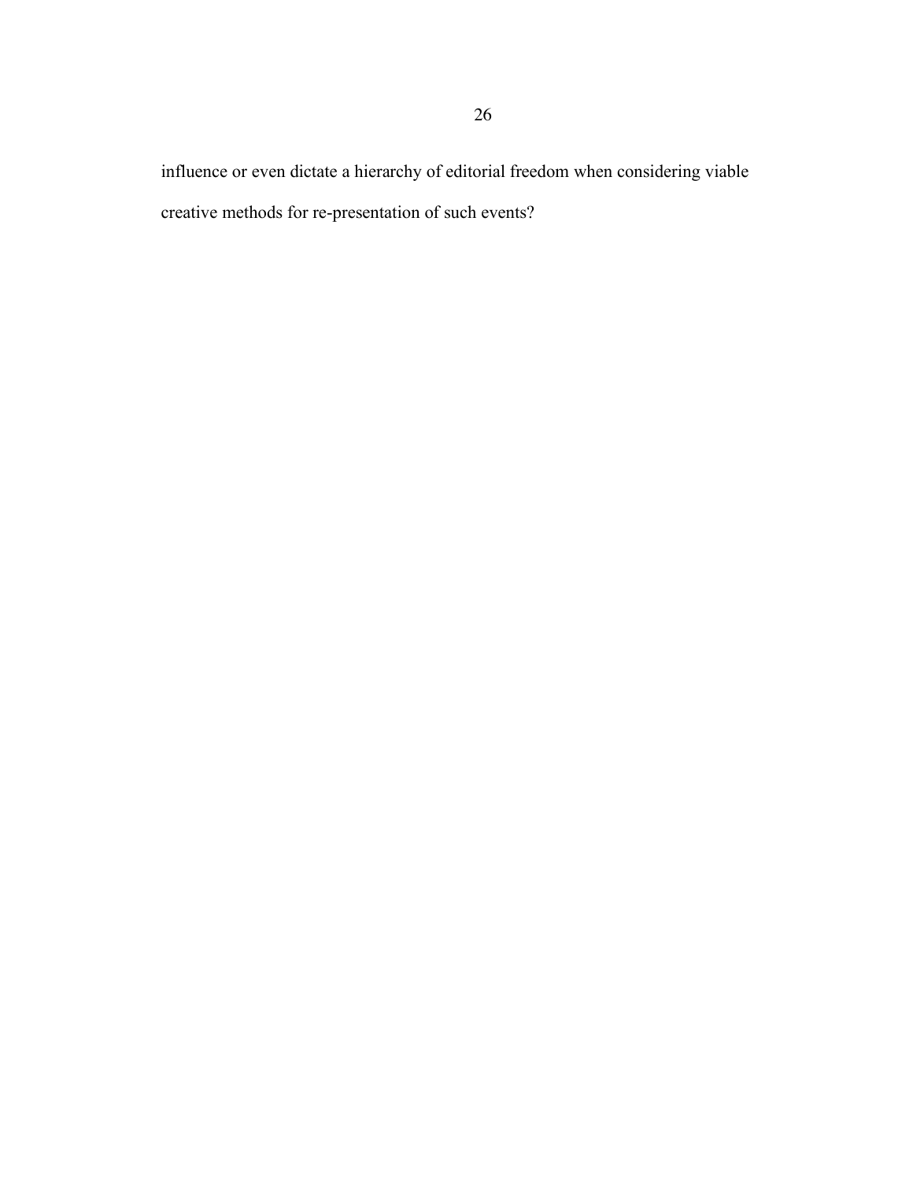influence or even dictate a hierarchy of editorial freedom when considering viable creative methods for re-presentation of such events?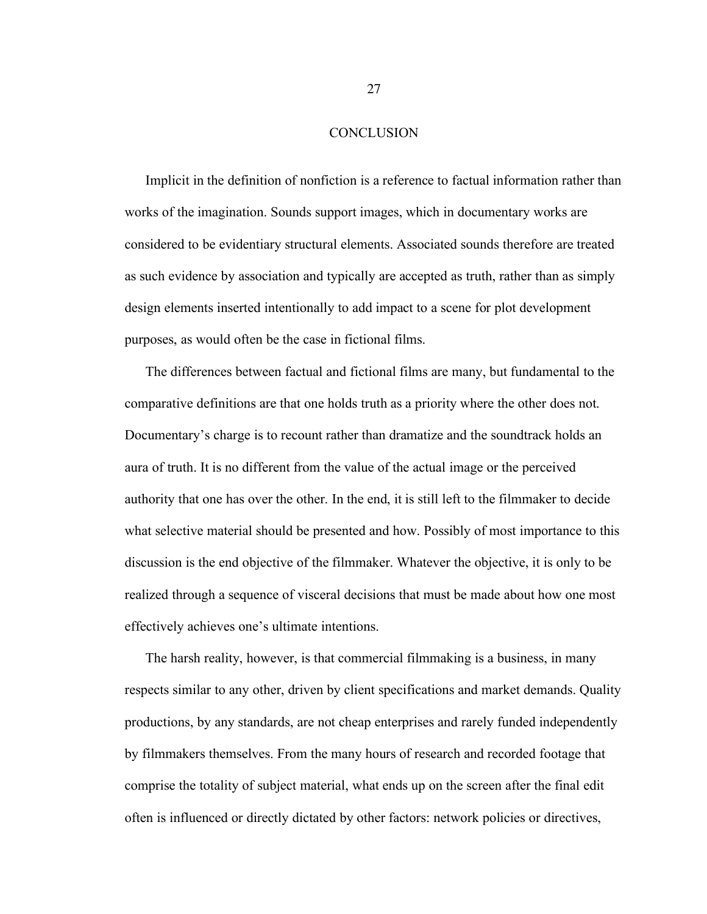# CONCLUSION

Implicit in the definition of nonfiction is a reference to factual information rather than works of the imagination. Sounds support images, which in documentary works are considered to be evidentiary structural elements. Associated sounds therefore are treated as such evidence by association and typically are accepted as truth, rather than as simply design elements inserted intentionally to add impact to a scene for plot development purposes, as would often be the case in fictional films.

The differences between factual and fictional films are many, but fundamental to the comparative definitions are that one holds truth as a priority where the other does not. Documentary's charge is to recount rather than dramatize and the soundtrack holds an aura of truth. It is no different from the value of the actual image or the perceived authority that one has over the other. In the end, it is still left to the filmmaker to decide what selective material should be presented and how. Possibly of most importance to this discussion is the end objective of the filmmaker. Whatever the objective, it is only to be realized through a sequence of visceral decisions that must be made about how one most effectively achieves one's ultimate intentions.

The harsh reality, however, is that commercial filmmaking is a business, in many respects similar to any other, driven by client specifications and market demands. Quality productions, by any standards, are not cheap enterprises and rarely funded independently by filmmakers themselves. From the many hours of research and recorded footage that comprise the totality of subject material, what ends up on the screen after the final edit often is influenced or directly dictated by other factors: network policies or directives,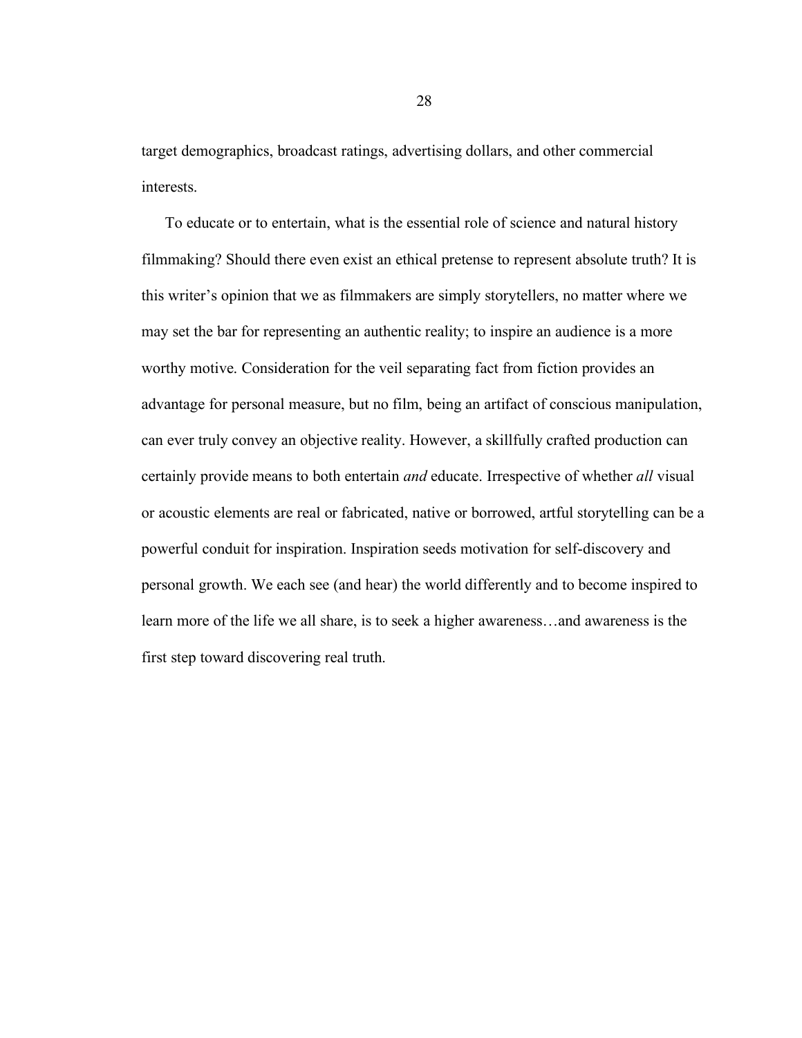target demographics, broadcast ratings, advertising dollars, and other commercial interests.

To educate or to entertain, what is the essential role of science and natural history filmmaking? Should there even exist an ethical pretense to represent absolute truth? It is this writer's opinion that we as filmmakers are simply storytellers, no matter where we may set the bar for representing an authentic reality; to inspire an audience is a more worthy motive. Consideration for the veil separating fact from fiction provides an advantage for personal measure, but no film, being an artifact of conscious manipulation, can ever truly convey an objective reality. However, a skillfully crafted production can certainly provide means to both entertain *and* educate. Irrespective of whether *all* visual or acoustic elements are real or fabricated, native or borrowed, artful storytelling can be a powerful conduit for inspiration. Inspiration seeds motivation for self-discovery and personal growth. We each see (and hear) the world differently and to become inspired to learn more of the life we all share, is to seek a higher awareness…and awareness is the first step toward discovering real truth.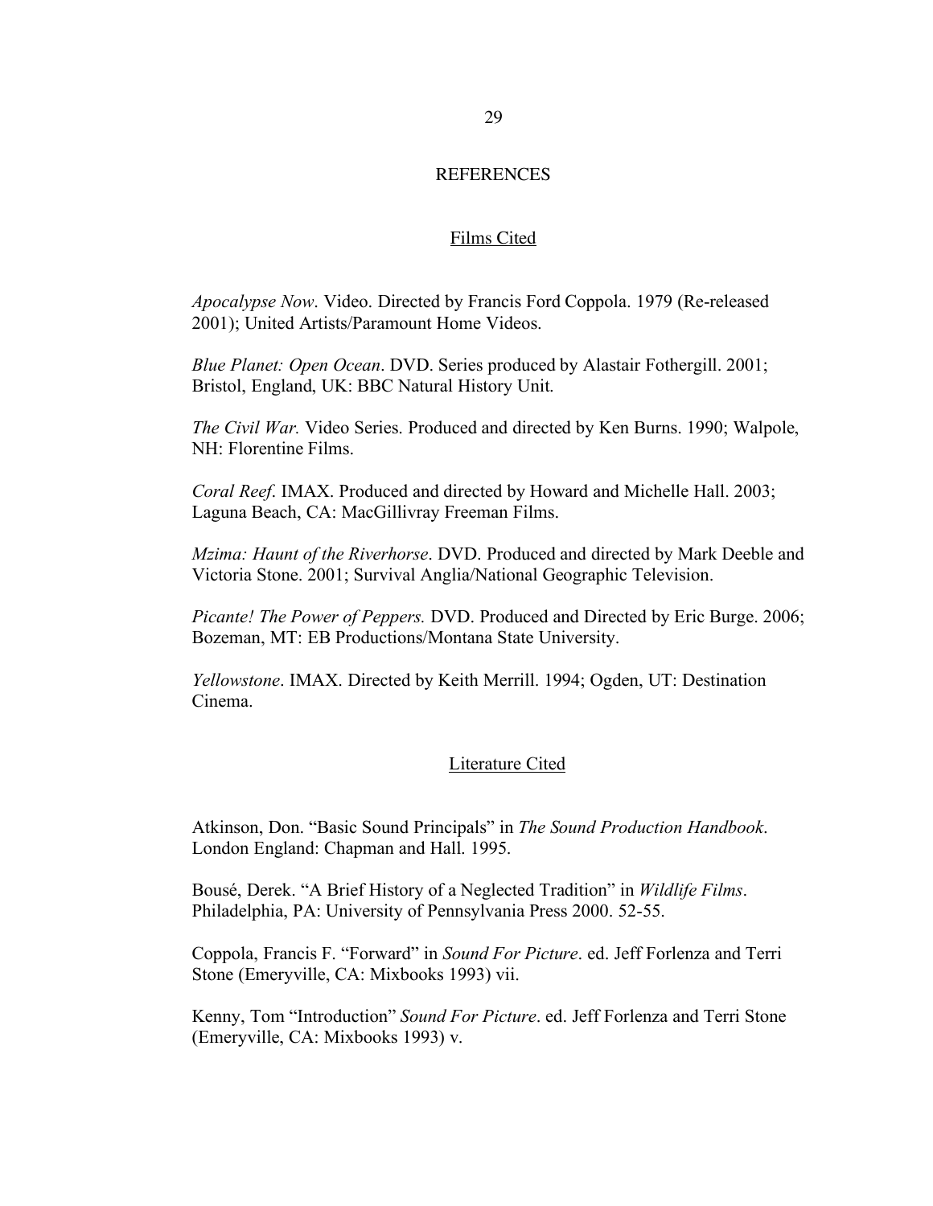# REFERENCES

## Films Cited

*Apocalypse Now*. Video. Directed by Francis Ford Coppola. 1979 (Re-released 2001); United Artists/Paramount Home Videos.

*Blue Planet: Open Ocean*. DVD. Series produced by Alastair Fothergill. 2001; Bristol, England, UK: BBC Natural History Unit.

*The Civil War.* Video Series. Produced and directed by Ken Burns. 1990; Walpole, NH: Florentine Films.

*Coral Reef*. IMAX. Produced and directed by Howard and Michelle Hall. 2003; Laguna Beach, CA: MacGillivray Freeman Films.

*Mzima: Haunt of the Riverhorse*. DVD. Produced and directed by Mark Deeble and Victoria Stone. 2001; Survival Anglia/National Geographic Television.

*Picante! The Power of Peppers.* DVD. Produced and Directed by Eric Burge. 2006; Bozeman, MT: EB Productions/Montana State University.

*Yellowstone*. IMAX. Directed by Keith Merrill. 1994; Ogden, UT: Destination Cinema.

## Literature Cited

Atkinson, Don. "Basic Sound Principals" in *The Sound Production Handbook*. London England: Chapman and Hall. 1995.

Bousé, Derek. "A Brief History of a Neglected Tradition" in *Wildlife Films*. Philadelphia, PA: University of Pennsylvania Press 2000. 52-55.

Coppola, Francis F. "Forward" in *Sound For Picture*. ed. Jeff Forlenza and Terri Stone (Emeryville, CA: Mixbooks 1993) vii.

Kenny, Tom "Introduction" *Sound For Picture*. ed. Jeff Forlenza and Terri Stone (Emeryville, CA: Mixbooks 1993) v.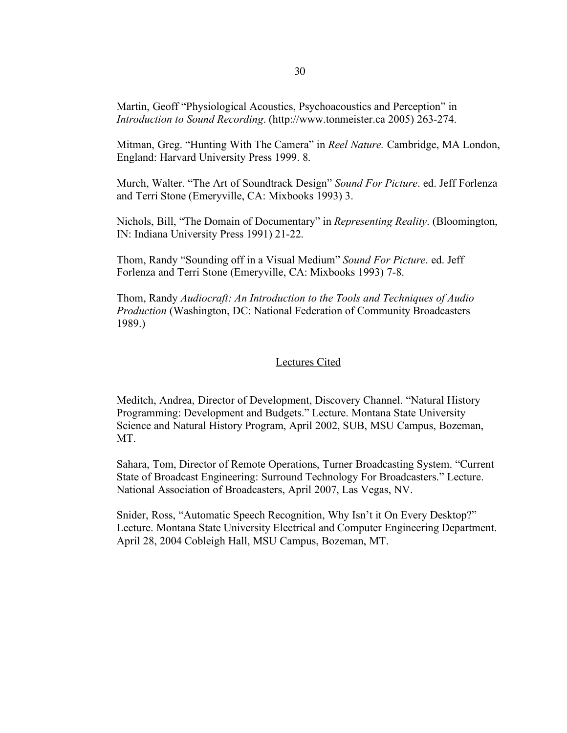Martin, Geoff "Physiological Acoustics, Psychoacoustics and Perception" in *Introduction to Sound Recording*. (http://www.tonmeister.ca 2005) 263-274.

Mitman, Greg. "Hunting With The Camera" in *Reel Nature.* Cambridge, MA London, England: Harvard University Press 1999. 8.

Murch, Walter. "The Art of Soundtrack Design" *Sound For Picture*. ed. Jeff Forlenza and Terri Stone (Emeryville, CA: Mixbooks 1993) 3.

Nichols, Bill, "The Domain of Documentary" in *Representing Reality*. (Bloomington, IN: Indiana University Press 1991) 21-22.

Thom, Randy "Sounding off in a Visual Medium" *Sound For Picture*. ed. Jeff Forlenza and Terri Stone (Emeryville, CA: Mixbooks 1993) 7-8.

Thom, Randy *Audiocraft: An Introduction to the Tools and Techniques of Audio Production* (Washington, DC: National Federation of Community Broadcasters 1989.)

## Lectures Cited

Meditch, Andrea, Director of Development, Discovery Channel. "Natural History Programming: Development and Budgets." Lecture. Montana State University Science and Natural History Program, April 2002, SUB, MSU Campus, Bozeman, MT.

Sahara, Tom, Director of Remote Operations, Turner Broadcasting System. "Current State of Broadcast Engineering: Surround Technology For Broadcasters." Lecture. National Association of Broadcasters, April 2007, Las Vegas, NV.

Snider, Ross, "Automatic Speech Recognition, Why Isn't it On Every Desktop?" Lecture. Montana State University Electrical and Computer Engineering Department. April 28, 2004 Cobleigh Hall, MSU Campus, Bozeman, MT.